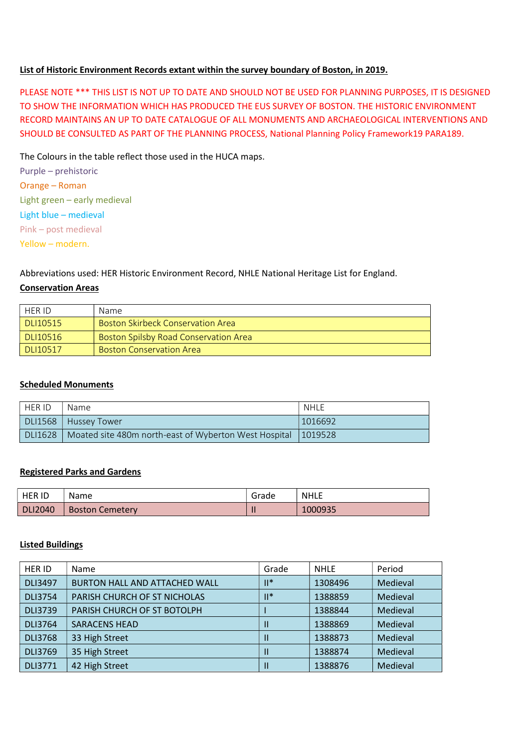**List of Historic Environment Records extant within the survey boundary of Boston, in 2019.**

PLEASE NOTE *** THIS LIST IS NOT UP TO DATE AND SHOULD NOT BE USED FOR PLANNING PURPOSES, IT IS DESIGNED TO SHOW THE INFORMATION WHICH HAS PRODUCED THE EUS SURVEY OF BOSTON. THE HISTORIC ENVIRONMENT RECORD MAINTAINS AN UP TO DATE CATALOGUE OF ALL MONUMENTS AND ARCHAEOLOGICAL INTERVENTIONS AND SHOULD BE CONSULTED AS PART OF THE PLANNING PROCESS, National Planning Policy Framework19 PARA189.

The Colours in the table reflect those used in the HUCA maps.

Purple – prehistoric
Orange – Roman
Light green – early medieval
Light blue – medieval
Pink – post medieval
Yellow – modern.

Abbreviations used: HER Historic Environment Record, NHLE National Heritage List for England.

**Conservation Areas**

| HER ID | Name |
|---|---|
| DLI10515 | Boston Skirbeck Conservation Area |
| DLI10516 | Boston Spilsby Road Conservation Area |
| DLI10517 | Boston Conservation Area |

**Scheduled Monuments**

| HER ID | Name | NHLE |
|---|---|---|
| DLI1568 | Hussey Tower | 1016692 |
| DLI1628 | Moated site 480m north-east of Wyberton West Hospital | 1019528 |

**Registered Parks and Gardens**

| HER ID | Name | Grade | NHLE |
|---|---|---|---|
| DLI2040 | Boston Cemetery | II | 1000935 |

**Listed Buildings**

| HER ID | Name | Grade | NHLE | Period |
|---|---|---|---|---|
| DLI3497 | BURTON HALL AND ATTACHED WALL | II* | 1308496 | Medieval |
| DLI3754 | PARISH CHURCH OF ST NICHOLAS | II* | 1388859 | Medieval |
| DLI3739 | PARISH CHURCH OF ST BOTOLPH | I | 1388844 | Medieval |
| DLI3764 | SARACENS HEAD | II | 1388869 | Medieval |
| DLI3768 | 33 High Street | II | 1388873 | Medieval |
| DLI3769 | 35 High Street | II | 1388874 | Medieval |
| DLI3771 | 42 High Street | II | 1388876 | Medieval |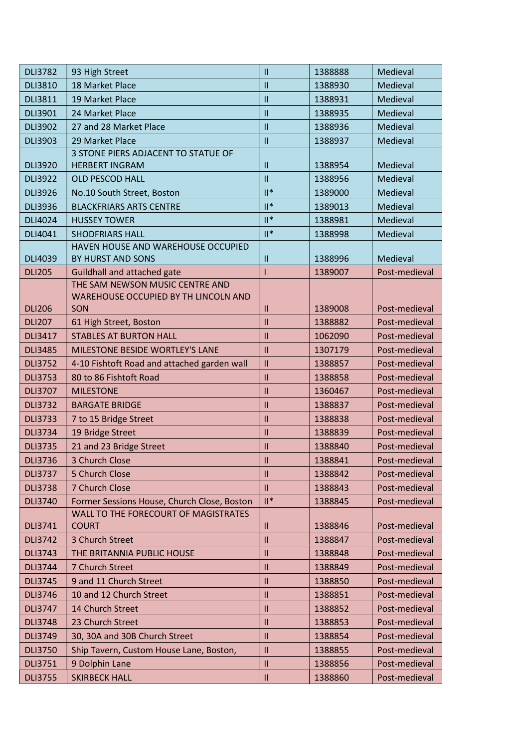| | | | | |
|---|---|---|---|---|
| DLI3782 | 93 High Street | II | 1388888 | Medieval |
| DLI3810 | 18 Market Place | II | 1388930 | Medieval |
| DLI3811 | 19 Market Place | II | 1388931 | Medieval |
| DLI3901 | 24 Market Place | II | 1388935 | Medieval |
| DLI3902 | 27 and 28 Market Place | II | 1388936 | Medieval |
| DLI3903 | 29 Market Place | II | 1388937 | Medieval |
| DLI3920 | 3 STONE PIERS ADJACENT TO STATUE OF HERBERT INGRAM | II | 1388954 | Medieval |
| DLI3922 | OLD PESCOD HALL | II | 1388956 | Medieval |
| DLI3926 | No.10 South Street, Boston | II* | 1389000 | Medieval |
| DLI3936 | BLACKFRIARS ARTS CENTRE | II* | 1389013 | Medieval |
| DLI4024 | HUSSEY TOWER | II* | 1388981 | Medieval |
| DLI4041 | SHODFRIARS HALL | II* | 1388998 | Medieval |
| DLI4039 | HAVEN HOUSE AND WAREHOUSE OCCUPIED BY HURST AND SONS | II | 1388996 | Medieval |
| DLI205 | Guildhall and attached gate | I | 1389007 | Post-medieval |
| DLI206 | THE SAM NEWSON MUSIC CENTRE AND WAREHOUSE OCCUPIED BY TH LINCOLN AND SON | II | 1389008 | Post-medieval |
| DLI207 | 61 High Street, Boston | II | 1388882 | Post-medieval |
| DLI3417 | STABLES AT BURTON HALL | II | 1062090 | Post-medieval |
| DLI3485 | MILESTONE BESIDE WORTLEY'S LANE | II | 1307179 | Post-medieval |
| DLI3752 | 4-10 Fishtoft Road and attached garden wall | II | 1388857 | Post-medieval |
| DLI3753 | 80 to 86 Fishtoft Road | II | 1388858 | Post-medieval |
| DLI3707 | MILESTONE | II | 1360467 | Post-medieval |
| DLI3732 | BARGATE BRIDGE | II | 1388837 | Post-medieval |
| DLI3733 | 7 to 15 Bridge Street | II | 1388838 | Post-medieval |
| DLI3734 | 19 Bridge Street | II | 1388839 | Post-medieval |
| DLI3735 | 21 and 23 Bridge Street | II | 1388840 | Post-medieval |
| DLI3736 | 3 Church Close | II | 1388841 | Post-medieval |
| DLI3737 | 5 Church Close | II | 1388842 | Post-medieval |
| DLI3738 | 7 Church Close | II | 1388843 | Post-medieval |
| DLI3740 | Former Sessions House, Church Close, Boston | II* | 1388845 | Post-medieval |
| DLI3741 | WALL TO THE FORECOURT OF MAGISTRATES COURT | II | 1388846 | Post-medieval |
| DLI3742 | 3 Church Street | II | 1388847 | Post-medieval |
| DLI3743 | THE BRITANNIA PUBLIC HOUSE | II | 1388848 | Post-medieval |
| DLI3744 | 7 Church Street | II | 1388849 | Post-medieval |
| DLI3745 | 9 and 11 Church Street | II | 1388850 | Post-medieval |
| DLI3746 | 10 and 12 Church Street | II | 1388851 | Post-medieval |
| DLI3747 | 14 Church Street | II | 1388852 | Post-medieval |
| DLI3748 | 23 Church Street | II | 1388853 | Post-medieval |
| DLI3749 | 30, 30A and 30B Church Street | II | 1388854 | Post-medieval |
| DLI3750 | Ship Tavern, Custom House Lane, Boston, | II | 1388855 | Post-medieval |
| DLI3751 | 9 Dolphin Lane | II | 1388856 | Post-medieval |
| DLI3755 | SKIRBECK HALL | II | 1388860 | Post-medieval |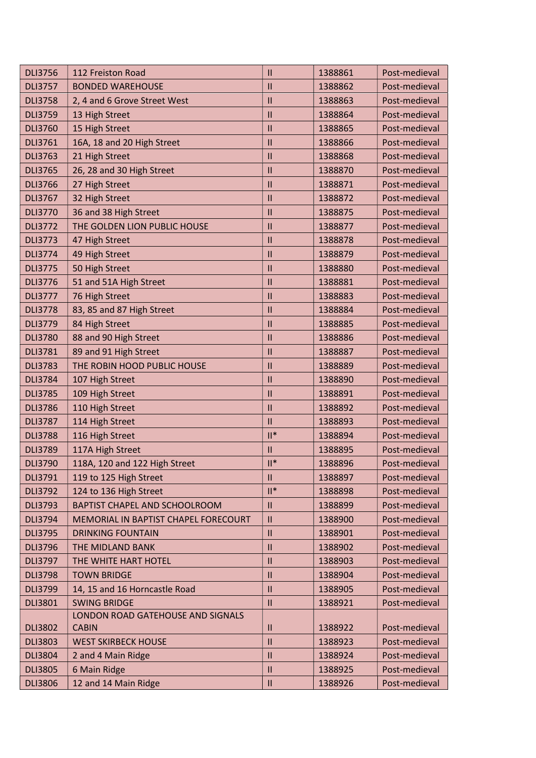| DLI3756 | 112 Freiston Road | II | 1388861 | Post-medieval |
|---|---|---|---|---|
| DLI3757 | BONDED WAREHOUSE | II | 1388862 | Post-medieval |
| DLI3758 | 2, 4 and 6 Grove Street West | II | 1388863 | Post-medieval |
| DLI3759 | 13 High Street | II | 1388864 | Post-medieval |
| DLI3760 | 15 High Street | II | 1388865 | Post-medieval |
| DLI3761 | 16A, 18 and 20 High Street | II | 1388866 | Post-medieval |
| DLI3763 | 21 High Street | II | 1388868 | Post-medieval |
| DLI3765 | 26, 28 and 30 High Street | II | 1388870 | Post-medieval |
| DLI3766 | 27 High Street | II | 1388871 | Post-medieval |
| DLI3767 | 32 High Street | II | 1388872 | Post-medieval |
| DLI3770 | 36 and 38 High Street | II | 1388875 | Post-medieval |
| DLI3772 | THE GOLDEN LION PUBLIC HOUSE | II | 1388877 | Post-medieval |
| DLI3773 | 47 High Street | II | 1388878 | Post-medieval |
| DLI3774 | 49 High Street | II | 1388879 | Post-medieval |
| DLI3775 | 50 High Street | II | 1388880 | Post-medieval |
| DLI3776 | 51 and 51A High Street | II | 1388881 | Post-medieval |
| DLI3777 | 76 High Street | II | 1388883 | Post-medieval |
| DLI3778 | 83, 85 and 87 High Street | II | 1388884 | Post-medieval |
| DLI3779 | 84 High Street | II | 1388885 | Post-medieval |
| DLI3780 | 88 and 90 High Street | II | 1388886 | Post-medieval |
| DLI3781 | 89 and 91 High Street | II | 1388887 | Post-medieval |
| DLI3783 | THE ROBIN HOOD PUBLIC HOUSE | II | 1388889 | Post-medieval |
| DLI3784 | 107 High Street | II | 1388890 | Post-medieval |
| DLI3785 | 109 High Street | II | 1388891 | Post-medieval |
| DLI3786 | 110 High Street | II | 1388892 | Post-medieval |
| DLI3787 | 114 High Street | II | 1388893 | Post-medieval |
| DLI3788 | 116 High Street | II* | 1388894 | Post-medieval |
| DLI3789 | 117A High Street | II | 1388895 | Post-medieval |
| DLI3790 | 118A, 120 and 122 High Street | II* | 1388896 | Post-medieval |
| DLI3791 | 119 to 125 High Street | II | 1388897 | Post-medieval |
| DLI3792 | 124 to 136 High Street | II* | 1388898 | Post-medieval |
| DLI3793 | BAPTIST CHAPEL AND SCHOOLROOM | II | 1388899 | Post-medieval |
| DLI3794 | MEMORIAL IN BAPTIST CHAPEL FORECOURT | II | 1388900 | Post-medieval |
| DLI3795 | DRINKING FOUNTAIN | II | 1388901 | Post-medieval |
| DLI3796 | THE MIDLAND BANK | II | 1388902 | Post-medieval |
| DLI3797 | THE WHITE HART HOTEL | II | 1388903 | Post-medieval |
| DLI3798 | TOWN BRIDGE | II | 1388904 | Post-medieval |
| DLI3799 | 14, 15 and 16 Horncastle Road | II | 1388905 | Post-medieval |
| DLI3801 | SWING BRIDGE | II | 1388921 | Post-medieval |
| DLI3802 | LONDON ROAD GATEHOUSE AND SIGNALS CABIN | II | 1388922 | Post-medieval |
| DLI3803 | WEST SKIRBECK HOUSE | II | 1388923 | Post-medieval |
| DLI3804 | 2 and 4 Main Ridge | II | 1388924 | Post-medieval |
| DLI3805 | 6 Main Ridge | II | 1388925 | Post-medieval |
| DLI3806 | 12 and 14 Main Ridge | II | 1388926 | Post-medieval |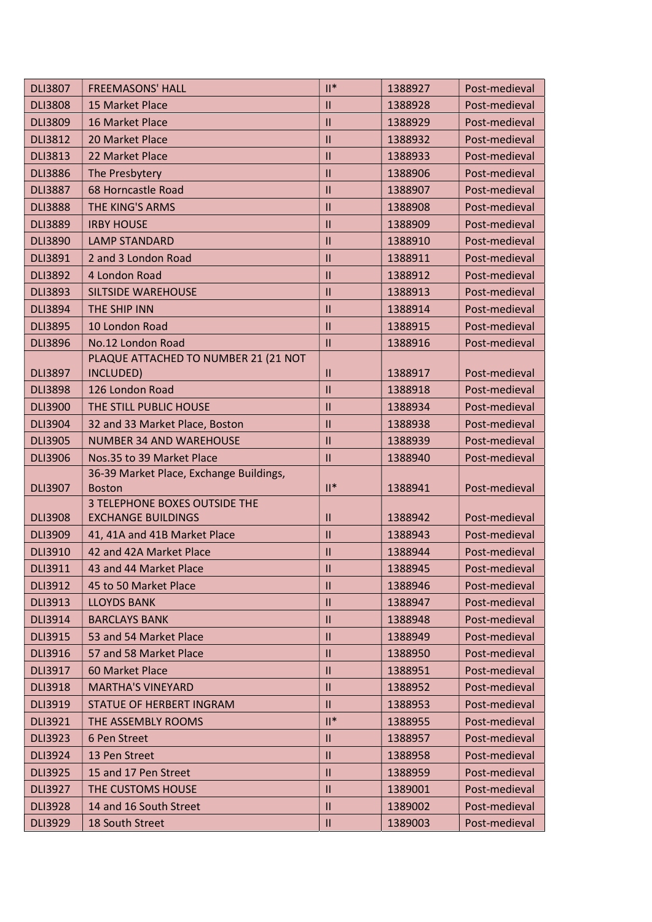| DLI3807 | FREEMASONS' HALL | II* | 1388927 | Post-medieval |
|---|---|---|---|---|
| DLI3808 | 15 Market Place | II | 1388928 | Post-medieval |
| DLI3809 | 16 Market Place | II | 1388929 | Post-medieval |
| DLI3812 | 20 Market Place | II | 1388932 | Post-medieval |
| DLI3813 | 22 Market Place | II | 1388933 | Post-medieval |
| DLI3886 | The Presbytery | II | 1388906 | Post-medieval |
| DLI3887 | 68 Horncastle Road | II | 1388907 | Post-medieval |
| DLI3888 | THE KING'S ARMS | II | 1388908 | Post-medieval |
| DLI3889 | IRBY HOUSE | II | 1388909 | Post-medieval |
| DLI3890 | LAMP STANDARD | II | 1388910 | Post-medieval |
| DLI3891 | 2 and 3 London Road | II | 1388911 | Post-medieval |
| DLI3892 | 4 London Road | II | 1388912 | Post-medieval |
| DLI3893 | SILTSIDE WAREHOUSE | II | 1388913 | Post-medieval |
| DLI3894 | THE SHIP INN | II | 1388914 | Post-medieval |
| DLI3895 | 10 London Road | II | 1388915 | Post-medieval |
| DLI3896 | No.12 London Road | II | 1388916 | Post-medieval |
| DLI3897 | PLAQUE ATTACHED TO NUMBER 21 (21 NOT INCLUDED) | II | 1388917 | Post-medieval |
| DLI3898 | 126 London Road | II | 1388918 | Post-medieval |
| DLI3900 | THE STILL PUBLIC HOUSE | II | 1388934 | Post-medieval |
| DLI3904 | 32 and 33 Market Place, Boston | II | 1388938 | Post-medieval |
| DLI3905 | NUMBER 34 AND WAREHOUSE | II | 1388939 | Post-medieval |
| DLI3906 | Nos.35 to 39 Market Place | II | 1388940 | Post-medieval |
| DLI3907 | 36-39 Market Place, Exchange Buildings, Boston | II* | 1388941 | Post-medieval |
| DLI3908 | 3 TELEPHONE BOXES OUTSIDE THE EXCHANGE BUILDINGS | II | 1388942 | Post-medieval |
| DLI3909 | 41, 41A and 41B Market Place | II | 1388943 | Post-medieval |
| DLI3910 | 42 and 42A Market Place | II | 1388944 | Post-medieval |
| DLI3911 | 43 and 44 Market Place | II | 1388945 | Post-medieval |
| DLI3912 | 45 to 50 Market Place | II | 1388946 | Post-medieval |
| DLI3913 | LLOYDS BANK | II | 1388947 | Post-medieval |
| DLI3914 | BARCLAYS BANK | II | 1388948 | Post-medieval |
| DLI3915 | 53 and 54 Market Place | II | 1388949 | Post-medieval |
| DLI3916 | 57 and 58 Market Place | II | 1388950 | Post-medieval |
| DLI3917 | 60 Market Place | II | 1388951 | Post-medieval |
| DLI3918 | MARTHA'S VINEYARD | II | 1388952 | Post-medieval |
| DLI3919 | STATUE OF HERBERT INGRAM | II | 1388953 | Post-medieval |
| DLI3921 | THE ASSEMBLY ROOMS | II* | 1388955 | Post-medieval |
| DLI3923 | 6 Pen Street | II | 1388957 | Post-medieval |
| DLI3924 | 13 Pen Street | II | 1388958 | Post-medieval |
| DLI3925 | 15 and 17 Pen Street | II | 1388959 | Post-medieval |
| DLI3927 | THE CUSTOMS HOUSE | II | 1389001 | Post-medieval |
| DLI3928 | 14 and 16 South Street | II | 1389002 | Post-medieval |
| DLI3929 | 18 South Street | II | 1389003 | Post-medieval |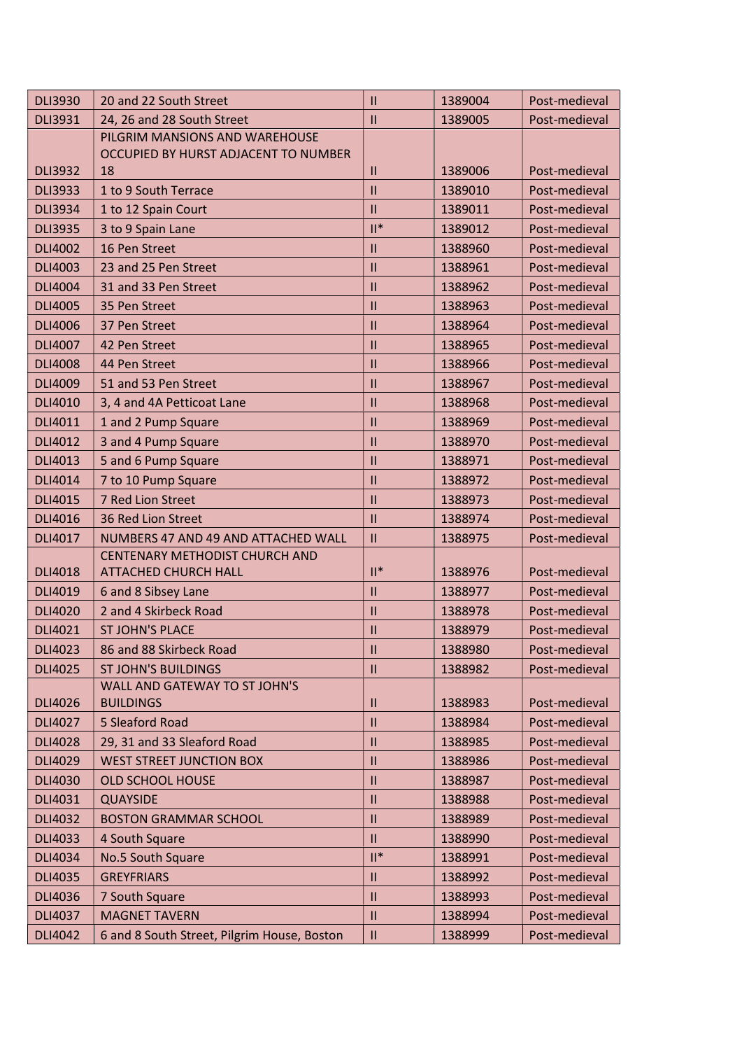| DLI3930 | 20 and 22 South Street | II | 1389004 | Post-medieval |
|---|---|---|---|---|
| DLI3931 | 24, 26 and 28 South Street | II | 1389005 | Post-medieval |
| DLI3932 | PILGRIM MANSIONS AND WAREHOUSE OCCUPIED BY HURST ADJACENT TO NUMBER 18 | II | 1389006 | Post-medieval |
| DLI3933 | 1 to 9 South Terrace | II | 1389010 | Post-medieval |
| DLI3934 | 1 to 12 Spain Court | II | 1389011 | Post-medieval |
| DLI3935 | 3 to 9 Spain Lane | II* | 1389012 | Post-medieval |
| DLI4002 | 16 Pen Street | II | 1388960 | Post-medieval |
| DLI4003 | 23 and 25 Pen Street | II | 1388961 | Post-medieval |
| DLI4004 | 31 and 33 Pen Street | II | 1388962 | Post-medieval |
| DLI4005 | 35 Pen Street | II | 1388963 | Post-medieval |
| DLI4006 | 37 Pen Street | II | 1388964 | Post-medieval |
| DLI4007 | 42 Pen Street | II | 1388965 | Post-medieval |
| DLI4008 | 44 Pen Street | II | 1388966 | Post-medieval |
| DLI4009 | 51 and 53 Pen Street | II | 1388967 | Post-medieval |
| DLI4010 | 3, 4 and 4A Petticoat Lane | II | 1388968 | Post-medieval |
| DLI4011 | 1 and 2 Pump Square | II | 1388969 | Post-medieval |
| DLI4012 | 3 and 4 Pump Square | II | 1388970 | Post-medieval |
| DLI4013 | 5 and 6 Pump Square | II | 1388971 | Post-medieval |
| DLI4014 | 7 to 10 Pump Square | II | 1388972 | Post-medieval |
| DLI4015 | 7 Red Lion Street | II | 1388973 | Post-medieval |
| DLI4016 | 36 Red Lion Street | II | 1388974 | Post-medieval |
| DLI4017 | NUMBERS 47 AND 49 AND ATTACHED WALL | II | 1388975 | Post-medieval |
| DLI4018 | CENTENARY METHODIST CHURCH AND ATTACHED CHURCH HALL | II* | 1388976 | Post-medieval |
| DLI4019 | 6 and 8 Sibsey Lane | II | 1388977 | Post-medieval |
| DLI4020 | 2 and 4 Skirbeck Road | II | 1388978 | Post-medieval |
| DLI4021 | ST JOHN'S PLACE | II | 1388979 | Post-medieval |
| DLI4023 | 86 and 88 Skirbeck Road | II | 1388980 | Post-medieval |
| DLI4025 | ST JOHN'S BUILDINGS | II | 1388982 | Post-medieval |
| DLI4026 | WALL AND GATEWAY TO ST JOHN'S BUILDINGS | II | 1388983 | Post-medieval |
| DLI4027 | 5 Sleaford Road | II | 1388984 | Post-medieval |
| DLI4028 | 29, 31 and 33 Sleaford Road | II | 1388985 | Post-medieval |
| DLI4029 | WEST STREET JUNCTION BOX | II | 1388986 | Post-medieval |
| DLI4030 | OLD SCHOOL HOUSE | II | 1388987 | Post-medieval |
| DLI4031 | QUAYSIDE | II | 1388988 | Post-medieval |
| DLI4032 | BOSTON GRAMMAR SCHOOL | II | 1388989 | Post-medieval |
| DLI4033 | 4 South Square | II | 1388990 | Post-medieval |
| DLI4034 | No.5 South Square | II* | 1388991 | Post-medieval |
| DLI4035 | GREYFRIARS | II | 1388992 | Post-medieval |
| DLI4036 | 7 South Square | II | 1388993 | Post-medieval |
| DLI4037 | MAGNET TAVERN | II | 1388994 | Post-medieval |
| DLI4042 | 6 and 8 South Street, Pilgrim House, Boston | II | 1388999 | Post-medieval |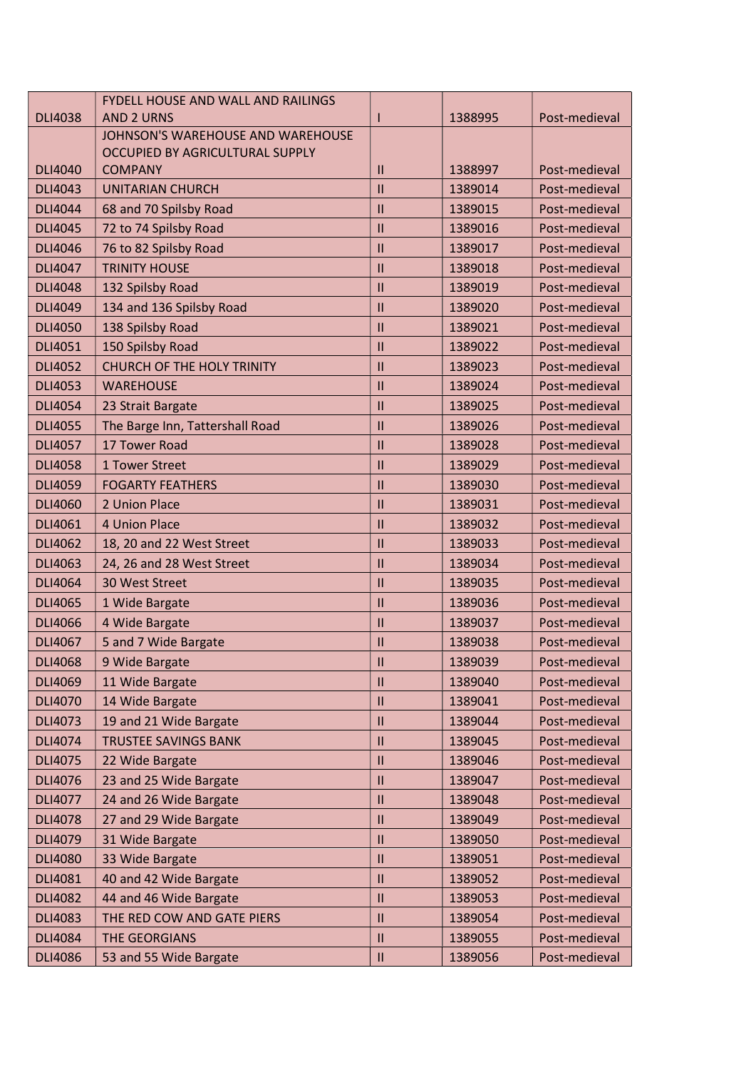| DLI4038 | FYDELL HOUSE AND WALL AND RAILINGS AND 2 URNS | I | 1388995 | Post-medieval |
|---|---|---|---|---|
| DLI4040 | JOHNSON'S WAREHOUSE AND WAREHOUSE OCCUPIED BY AGRICULTURAL SUPPLY COMPANY | II | 1388997 | Post-medieval |
| DLI4043 | UNITARIAN CHURCH | II | 1389014 | Post-medieval |
| DLI4044 | 68 and 70 Spilsby Road | II | 1389015 | Post-medieval |
| DLI4045 | 72 to 74 Spilsby Road | II | 1389016 | Post-medieval |
| DLI4046 | 76 to 82 Spilsby Road | II | 1389017 | Post-medieval |
| DLI4047 | TRINITY HOUSE | II | 1389018 | Post-medieval |
| DLI4048 | 132 Spilsby Road | II | 1389019 | Post-medieval |
| DLI4049 | 134 and 136 Spilsby Road | II | 1389020 | Post-medieval |
| DLI4050 | 138 Spilsby Road | II | 1389021 | Post-medieval |
| DLI4051 | 150 Spilsby Road | II | 1389022 | Post-medieval |
| DLI4052 | CHURCH OF THE HOLY TRINITY | II | 1389023 | Post-medieval |
| DLI4053 | WAREHOUSE | II | 1389024 | Post-medieval |
| DLI4054 | 23 Strait Bargate | II | 1389025 | Post-medieval |
| DLI4055 | The Barge Inn, Tattershall Road | II | 1389026 | Post-medieval |
| DLI4057 | 17 Tower Road | II | 1389028 | Post-medieval |
| DLI4058 | 1 Tower Street | II | 1389029 | Post-medieval |
| DLI4059 | FOGARTY FEATHERS | II | 1389030 | Post-medieval |
| DLI4060 | 2 Union Place | II | 1389031 | Post-medieval |
| DLI4061 | 4 Union Place | II | 1389032 | Post-medieval |
| DLI4062 | 18, 20 and 22 West Street | II | 1389033 | Post-medieval |
| DLI4063 | 24, 26 and 28 West Street | II | 1389034 | Post-medieval |
| DLI4064 | 30 West Street | II | 1389035 | Post-medieval |
| DLI4065 | 1 Wide Bargate | II | 1389036 | Post-medieval |
| DLI4066 | 4 Wide Bargate | II | 1389037 | Post-medieval |
| DLI4067 | 5 and 7 Wide Bargate | II | 1389038 | Post-medieval |
| DLI4068 | 9 Wide Bargate | II | 1389039 | Post-medieval |
| DLI4069 | 11 Wide Bargate | II | 1389040 | Post-medieval |
| DLI4070 | 14 Wide Bargate | II | 1389041 | Post-medieval |
| DLI4073 | 19 and 21 Wide Bargate | II | 1389044 | Post-medieval |
| DLI4074 | TRUSTEE SAVINGS BANK | II | 1389045 | Post-medieval |
| DLI4075 | 22 Wide Bargate | II | 1389046 | Post-medieval |
| DLI4076 | 23 and 25 Wide Bargate | II | 1389047 | Post-medieval |
| DLI4077 | 24 and 26 Wide Bargate | II | 1389048 | Post-medieval |
| DLI4078 | 27 and 29 Wide Bargate | II | 1389049 | Post-medieval |
| DLI4079 | 31 Wide Bargate | II | 1389050 | Post-medieval |
| DLI4080 | 33 Wide Bargate | II | 1389051 | Post-medieval |
| DLI4081 | 40 and 42 Wide Bargate | II | 1389052 | Post-medieval |
| DLI4082 | 44 and 46 Wide Bargate | II | 1389053 | Post-medieval |
| DLI4083 | THE RED COW AND GATE PIERS | II | 1389054 | Post-medieval |
| DLI4084 | THE GEORGIANS | II | 1389055 | Post-medieval |
| DLI4086 | 53 and 55 Wide Bargate | II | 1389056 | Post-medieval |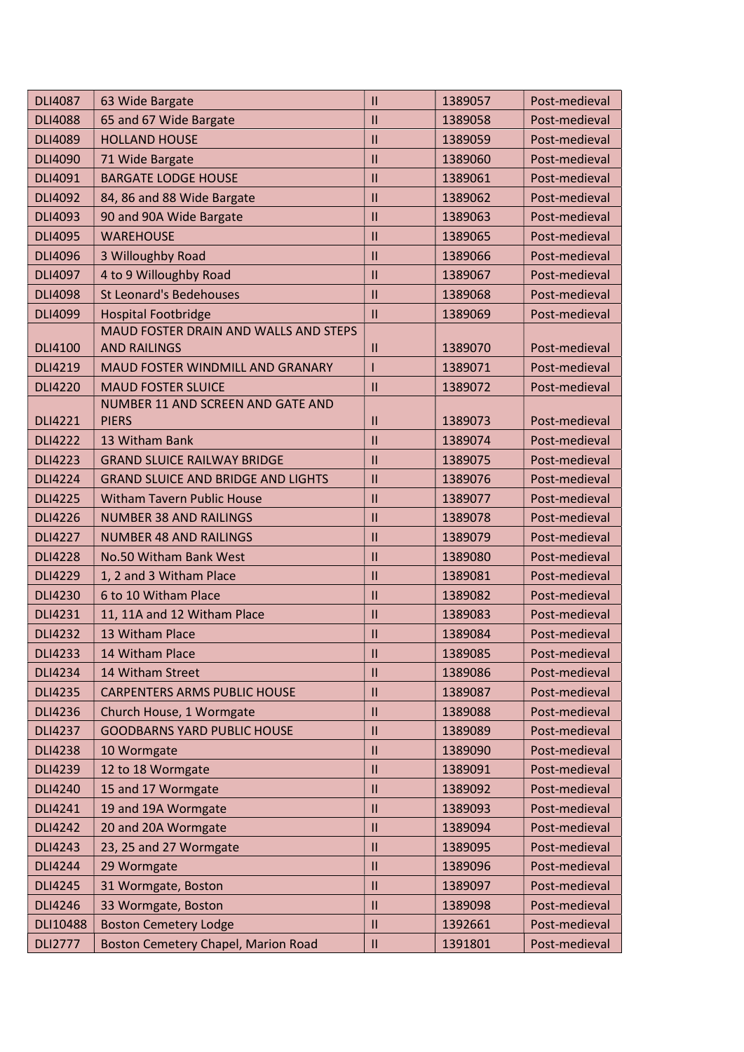| DLI4087 | 63 Wide Bargate | II | 1389057 | Post-medieval |
|---|---|---|---|---|
| DLI4088 | 65 and 67 Wide Bargate | II | 1389058 | Post-medieval |
| DLI4089 | HOLLAND HOUSE | II | 1389059 | Post-medieval |
| DLI4090 | 71 Wide Bargate | II | 1389060 | Post-medieval |
| DLI4091 | BARGATE LODGE HOUSE | II | 1389061 | Post-medieval |
| DLI4092 | 84, 86 and 88 Wide Bargate | II | 1389062 | Post-medieval |
| DLI4093 | 90 and 90A Wide Bargate | II | 1389063 | Post-medieval |
| DLI4095 | WAREHOUSE | II | 1389065 | Post-medieval |
| DLI4096 | 3 Willoughby Road | II | 1389066 | Post-medieval |
| DLI4097 | 4 to 9 Willoughby Road | II | 1389067 | Post-medieval |
| DLI4098 | St Leonard's Bedehouses | II | 1389068 | Post-medieval |
| DLI4099 | Hospital Footbridge | II | 1389069 | Post-medieval |
| DLI4100 | MAUD FOSTER DRAIN AND WALLS AND STEPS AND RAILINGS | II | 1389070 | Post-medieval |
| DLI4219 | MAUD FOSTER WINDMILL AND GRANARY | I | 1389071 | Post-medieval |
| DLI4220 | MAUD FOSTER SLUICE | II | 1389072 | Post-medieval |
| DLI4221 | NUMBER 11 AND SCREEN AND GATE AND PIERS | II | 1389073 | Post-medieval |
| DLI4222 | 13 Witham Bank | II | 1389074 | Post-medieval |
| DLI4223 | GRAND SLUICE RAILWAY BRIDGE | II | 1389075 | Post-medieval |
| DLI4224 | GRAND SLUICE AND BRIDGE AND LIGHTS | II | 1389076 | Post-medieval |
| DLI4225 | Witham Tavern Public House | II | 1389077 | Post-medieval |
| DLI4226 | NUMBER 38 AND RAILINGS | II | 1389078 | Post-medieval |
| DLI4227 | NUMBER 48 AND RAILINGS | II | 1389079 | Post-medieval |
| DLI4228 | No.50 Witham Bank West | II | 1389080 | Post-medieval |
| DLI4229 | 1, 2 and 3 Witham Place | II | 1389081 | Post-medieval |
| DLI4230 | 6 to 10 Witham Place | II | 1389082 | Post-medieval |
| DLI4231 | 11, 11A and 12 Witham Place | II | 1389083 | Post-medieval |
| DLI4232 | 13 Witham Place | II | 1389084 | Post-medieval |
| DLI4233 | 14 Witham Place | II | 1389085 | Post-medieval |
| DLI4234 | 14 Witham Street | II | 1389086 | Post-medieval |
| DLI4235 | CARPENTERS ARMS PUBLIC HOUSE | II | 1389087 | Post-medieval |
| DLI4236 | Church House, 1 Wormgate | II | 1389088 | Post-medieval |
| DLI4237 | GOODBARNS YARD PUBLIC HOUSE | II | 1389089 | Post-medieval |
| DLI4238 | 10 Wormgate | II | 1389090 | Post-medieval |
| DLI4239 | 12 to 18 Wormgate | II | 1389091 | Post-medieval |
| DLI4240 | 15 and 17 Wormgate | II | 1389092 | Post-medieval |
| DLI4241 | 19 and 19A Wormgate | II | 1389093 | Post-medieval |
| DLI4242 | 20 and 20A Wormgate | II | 1389094 | Post-medieval |
| DLI4243 | 23, 25 and 27 Wormgate | II | 1389095 | Post-medieval |
| DLI4244 | 29 Wormgate | II | 1389096 | Post-medieval |
| DLI4245 | 31 Wormgate, Boston | II | 1389097 | Post-medieval |
| DLI4246 | 33 Wormgate, Boston | II | 1389098 | Post-medieval |
| DLI10488 | Boston Cemetery Lodge | II | 1392661 | Post-medieval |
| DLI2777 | Boston Cemetery Chapel, Marion Road | II | 1391801 | Post-medieval |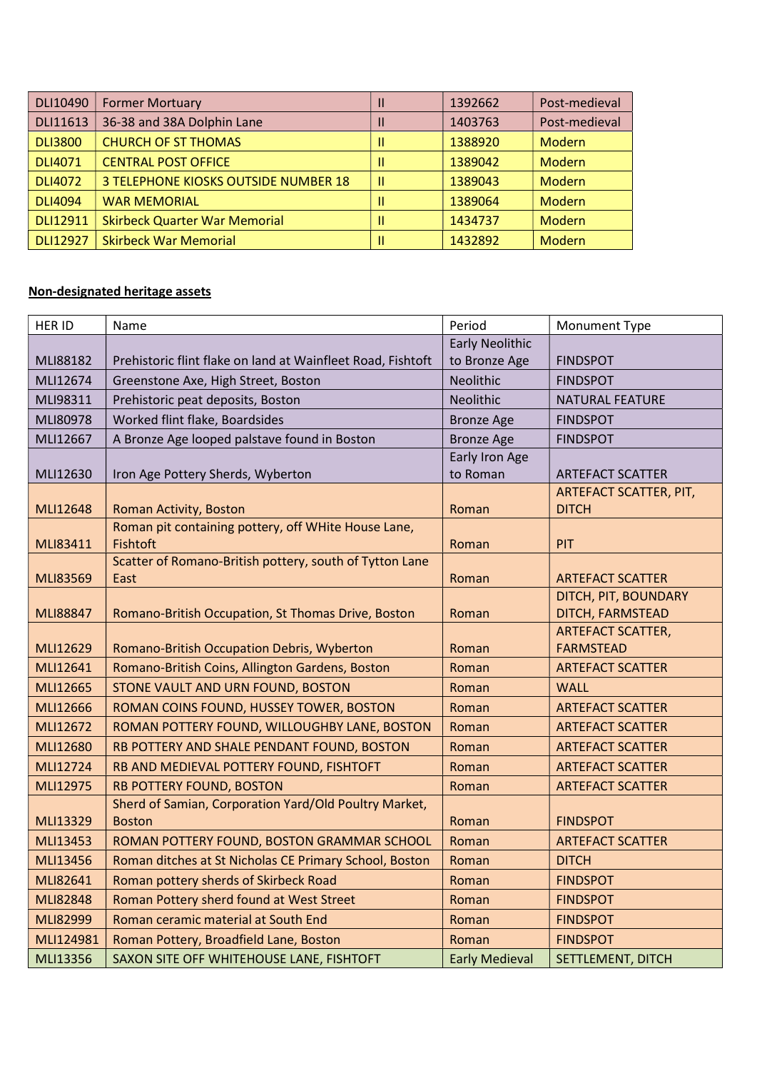| | | | | |
|---|---|---|---|---|
| DLI10490 | Former Mortuary | II | 1392662 | Post-medieval |
| DLI11613 | 36-38 and 38A Dolphin Lane | II | 1403763 | Post-medieval |
| DLI3800 | CHURCH OF ST THOMAS | II | 1388920 | Modern |
| DLI4071 | CENTRAL POST OFFICE | II | 1389042 | Modern |
| DLI4072 | 3 TELEPHONE KIOSKS OUTSIDE NUMBER 18 | II | 1389043 | Modern |
| DLI4094 | WAR MEMORIAL | II | 1389064 | Modern |
| DLI12911 | Skirbeck Quarter War Memorial | II | 1434737 | Modern |
| DLI12927 | Skirbeck War Memorial | II | 1432892 | Modern |

**Non-designated heritage assets**

| HER ID | Name | Period | Monument Type |
|---|---|---|---|
| MLI88182 | Prehistoric flint flake on land at Wainfleet Road, Fishtoft | Early Neolithic to Bronze Age | FINDSPOT |
| MLI12674 | Greenstone Axe, High Street, Boston | Neolithic | FINDSPOT |
| MLI98311 | Prehistoric peat deposits, Boston | Neolithic | NATURAL FEATURE |
| MLI80978 | Worked flint flake, Boardsides | Bronze Age | FINDSPOT |
| MLI12667 | A Bronze Age looped palstave found in Boston | Bronze Age | FINDSPOT |
| MLI12630 | Iron Age Pottery Sherds, Wyberton | Early Iron Age to Roman | ARTEFACT SCATTER |
| MLI12648 | Roman Activity, Boston | Roman | ARTEFACT SCATTER, PIT, DITCH |
| MLI83411 | Roman pit containing pottery, off WHite House Lane, Fishtoft | Roman | PIT |
| MLI83569 | Scatter of Romano-British pottery, south of Tytton Lane East | Roman | ARTEFACT SCATTER |
| MLI88847 | Romano-British Occupation, St Thomas Drive, Boston | Roman | DITCH, PIT, BOUNDARY DITCH, FARMSTEAD |
| MLI12629 | Romano-British Occupation Debris, Wyberton | Roman | ARTEFACT SCATTER, FARMSTEAD |
| MLI12641 | Romano-British Coins, Allington Gardens, Boston | Roman | ARTEFACT SCATTER |
| MLI12665 | STONE VAULT AND URN FOUND, BOSTON | Roman | WALL |
| MLI12666 | ROMAN COINS FOUND, HUSSEY TOWER, BOSTON | Roman | ARTEFACT SCATTER |
| MLI12672 | ROMAN POTTERY FOUND, WILLOUGHBY LANE, BOSTON | Roman | ARTEFACT SCATTER |
| MLI12680 | RB POTTERY AND SHALE PENDANT FOUND, BOSTON | Roman | ARTEFACT SCATTER |
| MLI12724 | RB AND MEDIEVAL POTTERY FOUND, FISHTOFT | Roman | ARTEFACT SCATTER |
| MLI12975 | RB POTTERY FOUND, BOSTON | Roman | ARTEFACT SCATTER |
| MLI13329 | Sherd of Samian, Corporation Yard/Old Poultry Market, Boston | Roman | FINDSPOT |
| MLI13453 | ROMAN POTTERY FOUND, BOSTON GRAMMAR SCHOOL | Roman | ARTEFACT SCATTER |
| MLI13456 | Roman ditches at St Nicholas CE Primary School, Boston | Roman | DITCH |
| MLI82641 | Roman pottery sherds of Skirbeck Road | Roman | FINDSPOT |
| MLI82848 | Roman Pottery sherd found at West Street | Roman | FINDSPOT |
| MLI82999 | Roman ceramic material at South End | Roman | FINDSPOT |
| MLI124981 | Roman Pottery, Broadfield Lane, Boston | Roman | FINDSPOT |
| MLI13356 | SAXON SITE OFF WHITEHOUSE LANE, FISHTOFT | Early Medieval | SETTLEMENT, DITCH |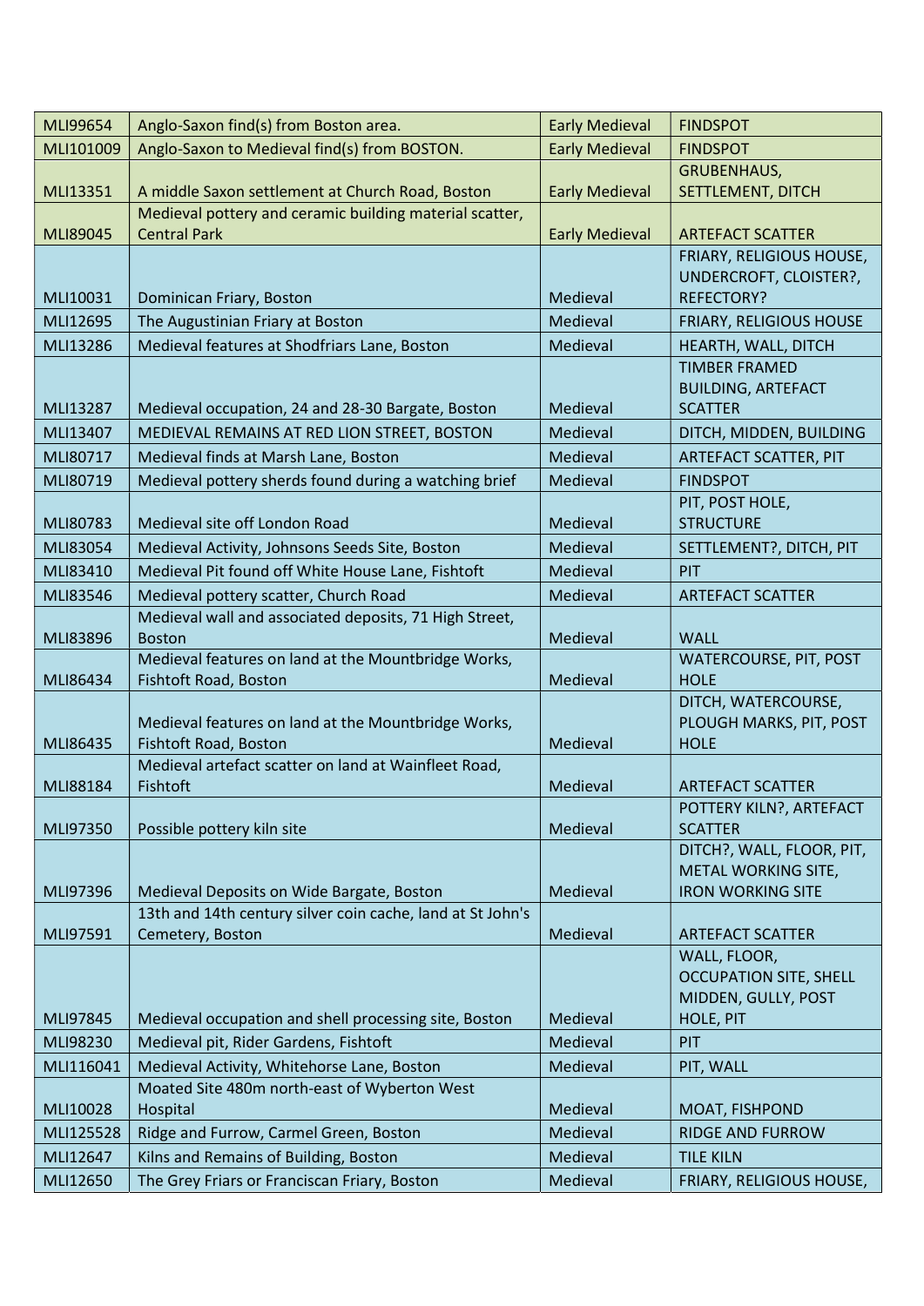| | | | |
|---|---|---|---|
| MLI99654 | Anglo-Saxon find(s) from Boston area. | Early Medieval | FINDSPOT |
| MLI101009 | Anglo-Saxon to Medieval find(s) from BOSTON. | Early Medieval | FINDSPOT |
| MLI13351 | A middle Saxon settlement at Church Road, Boston | Early Medieval | GRUBENHAUS, SETTLEMENT, DITCH |
| MLI89045 | Medieval pottery and ceramic building material scatter, Central Park | Early Medieval | ARTEFACT SCATTER |
| MLI10031 | Dominican Friary, Boston | Medieval | FRIARY, RELIGIOUS HOUSE, UNDERCROFT, CLOISTER?, REFECTORY? |
| MLI12695 | The Augustinian Friary at Boston | Medieval | FRIARY, RELIGIOUS HOUSE |
| MLI13286 | Medieval features at Shodfriars Lane, Boston | Medieval | HEARTH, WALL, DITCH |
| MLI13287 | Medieval occupation, 24 and 28-30 Bargate, Boston | Medieval | TIMBER FRAMED BUILDING, ARTEFACT SCATTER |
| MLI13407 | MEDIEVAL REMAINS AT RED LION STREET, BOSTON | Medieval | DITCH, MIDDEN, BUILDING |
| MLI80717 | Medieval finds at Marsh Lane, Boston | Medieval | ARTEFACT SCATTER, PIT |
| MLI80719 | Medieval pottery sherds found during a watching brief | Medieval | FINDSPOT |
| MLI80783 | Medieval site off London Road | Medieval | PIT, POST HOLE, STRUCTURE |
| MLI83054 | Medieval Activity, Johnsons Seeds Site, Boston | Medieval | SETTLEMENT?, DITCH, PIT |
| MLI83410 | Medieval Pit found off White House Lane, Fishtoft | Medieval | PIT |
| MLI83546 | Medieval pottery scatter, Church Road | Medieval | ARTEFACT SCATTER |
| MLI83896 | Medieval wall and associated deposits, 71 High Street, Boston | Medieval | WALL |
| MLI86434 | Medieval features on land at the Mountbridge Works, Fishtoft Road, Boston | Medieval | WATERCOURSE, PIT, POST HOLE |
| MLI86435 | Medieval features on land at the Mountbridge Works, Fishtoft Road, Boston | Medieval | DITCH, WATERCOURSE, PLOUGH MARKS, PIT, POST HOLE |
| MLI88184 | Medieval artefact scatter on land at Wainfleet Road, Fishtoft | Medieval | ARTEFACT SCATTER |
| MLI97350 | Possible pottery kiln site | Medieval | POTTERY KILN?, ARTEFACT SCATTER |
| MLI97396 | Medieval Deposits on Wide Bargate, Boston | Medieval | DITCH?, WALL, FLOOR, PIT, METAL WORKING SITE, IRON WORKING SITE |
| MLI97591 | 13th and 14th century silver coin cache, land at St John's Cemetery, Boston | Medieval | ARTEFACT SCATTER |
| MLI97845 | Medieval occupation and shell processing site, Boston | Medieval | WALL, FLOOR, OCCUPATION SITE, SHELL MIDDEN, GULLY, POST HOLE, PIT |
| MLI98230 | Medieval pit, Rider Gardens, Fishtoft | Medieval | PIT |
| MLI116041 | Medieval Activity, Whitehorse Lane, Boston | Medieval | PIT, WALL |
| MLI10028 | Moated Site 480m north-east of Wyberton West Hospital | Medieval | MOAT, FISHPOND |
| MLI125528 | Ridge and Furrow, Carmel Green, Boston | Medieval | RIDGE AND FURROW |
| MLI12647 | Kilns and Remains of Building, Boston | Medieval | TILE KILN |
| MLI12650 | The Grey Friars or Franciscan Friary, Boston | Medieval | FRIARY, RELIGIOUS HOUSE, |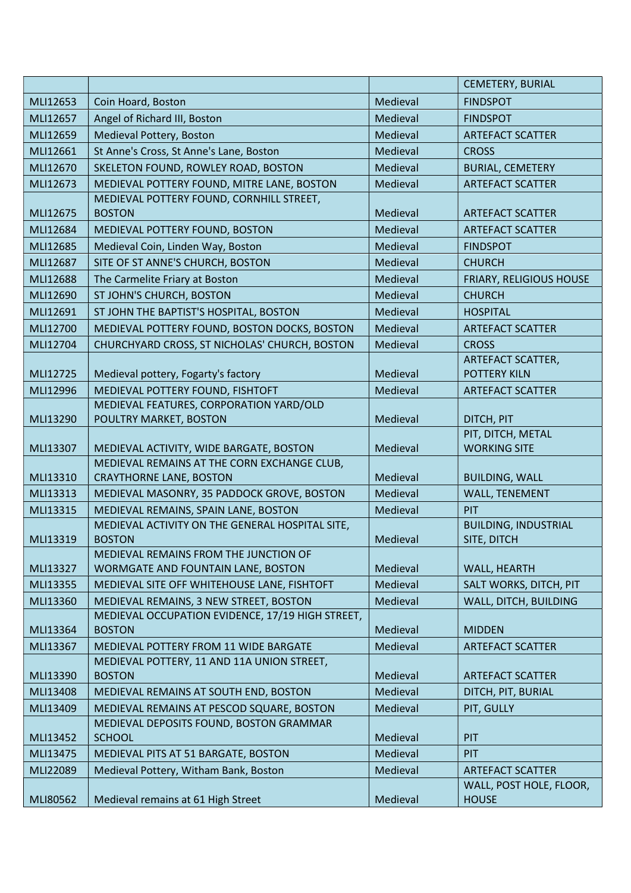| | | | CEMETERY, BURIAL |
|---|---|---|---|
| MLI12653 | Coin Hoard, Boston | Medieval | FINDSPOT |
| MLI12657 | Angel of Richard III, Boston | Medieval | FINDSPOT |
| MLI12659 | Medieval Pottery, Boston | Medieval | ARTEFACT SCATTER |
| MLI12661 | St Anne's Cross, St Anne's Lane, Boston | Medieval | CROSS |
| MLI12670 | SKELETON FOUND, ROWLEY ROAD, BOSTON | Medieval | BURIAL, CEMETERY |
| MLI12673 | MEDIEVAL POTTERY FOUND, MITRE LANE, BOSTON | Medieval | ARTEFACT SCATTER |
| MLI12675 | MEDIEVAL POTTERY FOUND, CORNHILL STREET, BOSTON | Medieval | ARTEFACT SCATTER |
| MLI12684 | MEDIEVAL POTTERY FOUND, BOSTON | Medieval | ARTEFACT SCATTER |
| MLI12685 | Medieval Coin, Linden Way, Boston | Medieval | FINDSPOT |
| MLI12687 | SITE OF ST ANNE'S CHURCH, BOSTON | Medieval | CHURCH |
| MLI12688 | The Carmelite Friary at Boston | Medieval | FRIARY, RELIGIOUS HOUSE |
| MLI12690 | ST JOHN'S CHURCH, BOSTON | Medieval | CHURCH |
| MLI12691 | ST JOHN THE BAPTIST'S HOSPITAL, BOSTON | Medieval | HOSPITAL |
| MLI12700 | MEDIEVAL POTTERY FOUND, BOSTON DOCKS, BOSTON | Medieval | ARTEFACT SCATTER |
| MLI12704 | CHURCHYARD CROSS, ST NICHOLAS' CHURCH, BOSTON | Medieval | CROSS |
| MLI12725 | Medieval pottery, Fogarty's factory | Medieval | ARTEFACT SCATTER, POTTERY KILN |
| MLI12996 | MEDIEVAL POTTERY FOUND, FISHTOFT | Medieval | ARTEFACT SCATTER |
| MLI13290 | MEDIEVAL FEATURES, CORPORATION YARD/OLD POULTRY MARKET, BOSTON | Medieval | DITCH, PIT |
| MLI13307 | MEDIEVAL ACTIVITY, WIDE BARGATE, BOSTON | Medieval | PIT, DITCH, METAL WORKING SITE |
| MLI13310 | MEDIEVAL REMAINS AT THE CORN EXCHANGE CLUB, CRAYTHORNE LANE, BOSTON | Medieval | BUILDING, WALL |
| MLI13313 | MEDIEVAL MASONRY, 35 PADDOCK GROVE, BOSTON | Medieval | WALL, TENEMENT |
| MLI13315 | MEDIEVAL REMAINS, SPAIN LANE, BOSTON | Medieval | PIT |
| MLI13319 | MEDIEVAL ACTIVITY ON THE GENERAL HOSPITAL SITE, BOSTON | Medieval | BUILDING, INDUSTRIAL SITE, DITCH |
| MLI13327 | MEDIEVAL REMAINS FROM THE JUNCTION OF WORMGATE AND FOUNTAIN LANE, BOSTON | Medieval | WALL, HEARTH |
| MLI13355 | MEDIEVAL SITE OFF WHITEHOUSE LANE, FISHTOFT | Medieval | SALT WORKS, DITCH, PIT |
| MLI13360 | MEDIEVAL REMAINS, 3 NEW STREET, BOSTON | Medieval | WALL, DITCH, BUILDING |
| MLI13364 | MEDIEVAL OCCUPATION EVIDENCE, 17/19 HIGH STREET, BOSTON | Medieval | MIDDEN |
| MLI13367 | MEDIEVAL POTTERY FROM 11 WIDE BARGATE | Medieval | ARTEFACT SCATTER |
| MLI13390 | MEDIEVAL POTTERY, 11 AND 11A UNION STREET, BOSTON | Medieval | ARTEFACT SCATTER |
| MLI13408 | MEDIEVAL REMAINS AT SOUTH END, BOSTON | Medieval | DITCH, PIT, BURIAL |
| MLI13409 | MEDIEVAL REMAINS AT PESCOD SQUARE, BOSTON | Medieval | PIT, GULLY |
| MLI13452 | MEDIEVAL DEPOSITS FOUND, BOSTON GRAMMAR SCHOOL | Medieval | PIT |
| MLI13475 | MEDIEVAL PITS AT 51 BARGATE, BOSTON | Medieval | PIT |
| MLI22089 | Medieval Pottery, Witham Bank, Boston | Medieval | ARTEFACT SCATTER |
| MLI80562 | Medieval remains at 61 High Street | Medieval | WALL, POST HOLE, FLOOR, HOUSE |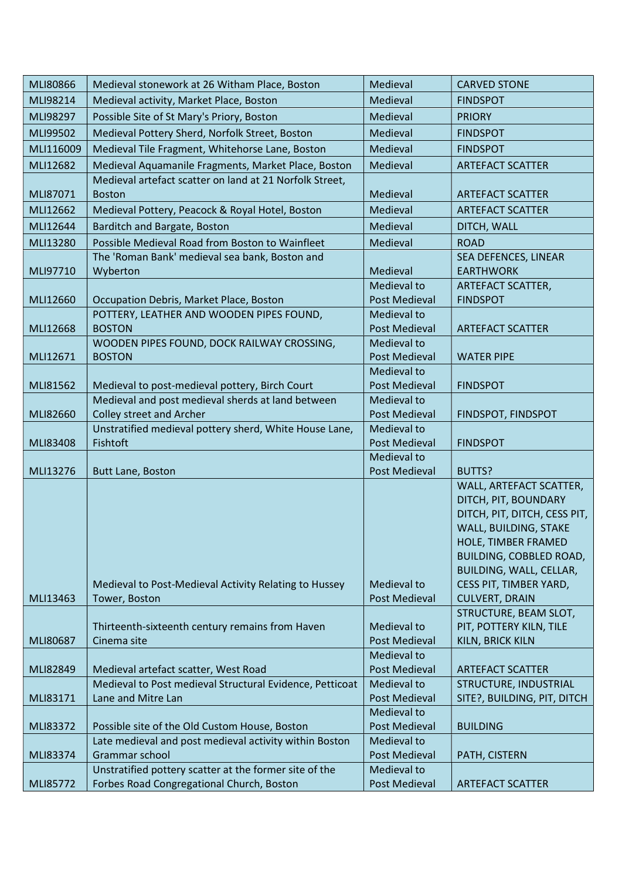| | | | |
|---|---|---|---|
| MLI80866 | Medieval stonework at 26 Witham Place, Boston | Medieval | CARVED STONE |
| MLI98214 | Medieval activity, Market Place, Boston | Medieval | FINDSPOT |
| MLI98297 | Possible Site of St Mary's Priory, Boston | Medieval | PRIORY |
| MLI99502 | Medieval Pottery Sherd, Norfolk Street, Boston | Medieval | FINDSPOT |
| MLI116009 | Medieval Tile Fragment, Whitehorse Lane, Boston | Medieval | FINDSPOT |
| MLI12682 | Medieval Aquamanile Fragments, Market Place, Boston | Medieval | ARTEFACT SCATTER |
| MLI87071 | Medieval artefact scatter on land at 21 Norfolk Street, Boston | Medieval | ARTEFACT SCATTER |
| MLI12662 | Medieval Pottery, Peacock & Royal Hotel, Boston | Medieval | ARTEFACT SCATTER |
| MLI12644 | Barditch and Bargate, Boston | Medieval | DITCH, WALL |
| MLI13280 | Possible Medieval Road from Boston to Wainfleet | Medieval | ROAD |
| MLI97710 | The 'Roman Bank' medieval sea bank, Boston and Wyberton | Medieval | SEA DEFENCES, LINEAR EARTHWORK |
| MLI12660 | Occupation Debris, Market Place, Boston | Medieval to Post Medieval | ARTEFACT SCATTER, FINDSPOT |
| MLI12668 | POTTERY, LEATHER AND WOODEN PIPES FOUND, BOSTON | Medieval to Post Medieval | ARTEFACT SCATTER |
| MLI12671 | WOODEN PIPES FOUND, DOCK RAILWAY CROSSING, BOSTON | Medieval to Post Medieval | WATER PIPE |
| MLI81562 | Medieval to post-medieval pottery, Birch Court | Medieval to Post Medieval | FINDSPOT |
| MLI82660 | Medieval and post medieval sherds at land between Colley street and Archer | Medieval to Post Medieval | FINDSPOT, FINDSPOT |
| MLI83408 | Unstratified medieval pottery sherd, White House Lane, Fishtoft | Medieval to Post Medieval | FINDSPOT |
| MLI13276 | Butt Lane, Boston | Medieval to Post Medieval | BUTTS? |
| MLI13463 | Medieval to Post-Medieval Activity Relating to Hussey Tower, Boston | Medieval to Post Medieval | WALL, ARTEFACT SCATTER, DITCH, PIT, BOUNDARY DITCH, PIT, DITCH, CESS PIT, WALL, BUILDING, STAKE HOLE, TIMBER FRAMED BUILDING, COBBLED ROAD, BUILDING, WALL, CELLAR, CESS PIT, TIMBER YARD, CULVERT, DRAIN |
| MLI80687 | Thirteenth-sixteenth century remains from Haven Cinema site | Medieval to Post Medieval | STRUCTURE, BEAM SLOT, PIT, POTTERY KILN, TILE KILN, BRICK KILN |
| MLI82849 | Medieval artefact scatter, West Road | Medieval to Post Medieval | ARTEFACT SCATTER |
| MLI83171 | Medieval to Post medieval Structural Evidence, Petticoat Lane and Mitre Lan | Medieval to Post Medieval | STRUCTURE, INDUSTRIAL SITE?, BUILDING, PIT, DITCH |
| MLI83372 | Possible site of the Old Custom House, Boston | Medieval to Post Medieval | BUILDING |
| MLI83374 | Late medieval and post medieval activity within Boston Grammar school | Medieval to Post Medieval | PATH, CISTERN |
| MLI85772 | Unstratified pottery scatter at the former site of the Forbes Road Congregational Church, Boston | Medieval to Post Medieval | ARTEFACT SCATTER |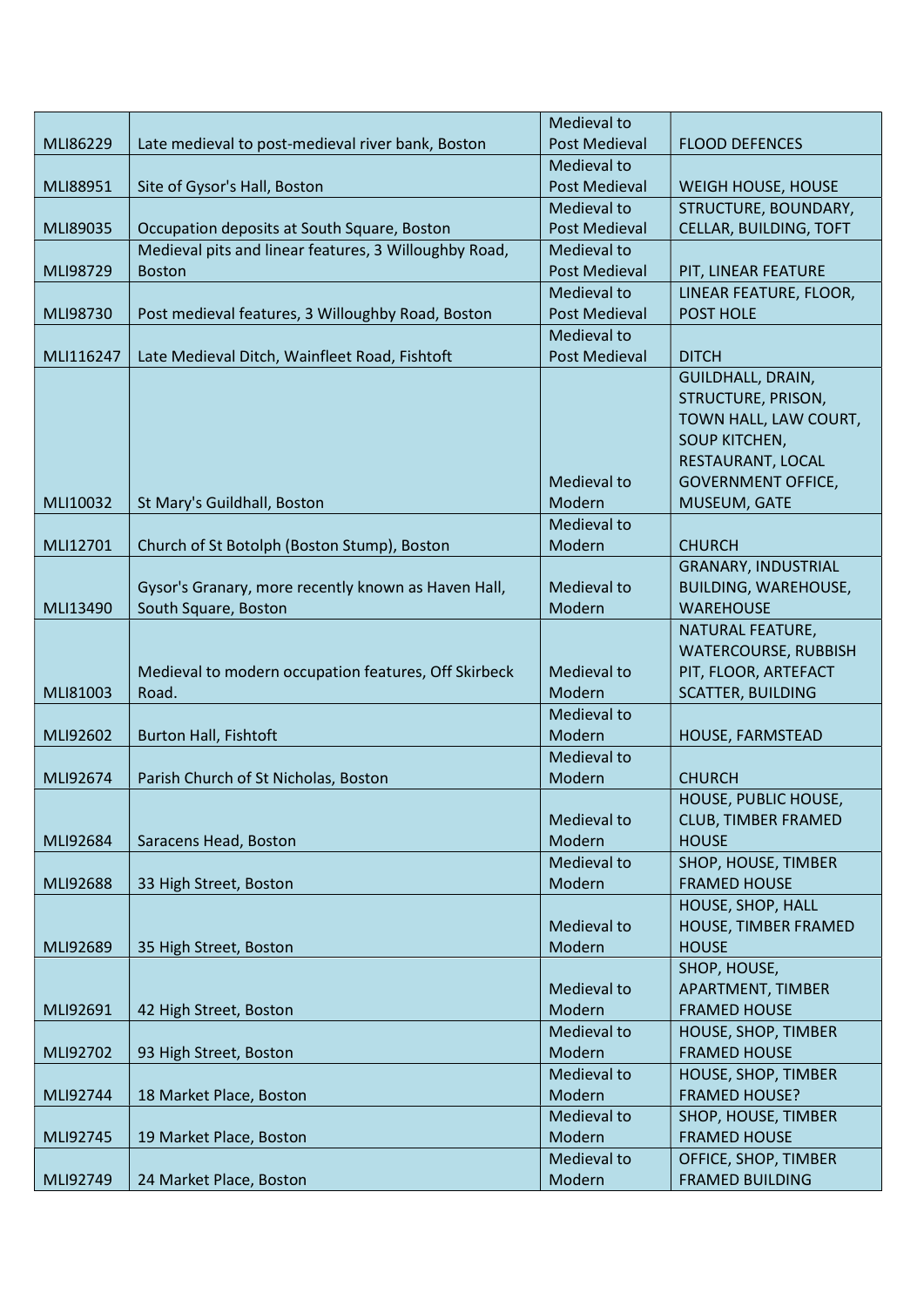| | | | |
|---|---|---|---|
| MLI86229 | Late medieval to post-medieval river bank, Boston | Medieval to Post Medieval | FLOOD DEFENCES |
| MLI88951 | Site of Gysor's Hall, Boston | Medieval to Post Medieval | WEIGH HOUSE, HOUSE |
| MLI89035 | Occupation deposits at South Square, Boston | Medieval to Post Medieval | STRUCTURE, BOUNDARY, CELLAR, BUILDING, TOFT |
| MLI98729 | Medieval pits and linear features, 3 Willoughby Road, Boston | Medieval to Post Medieval | PIT, LINEAR FEATURE |
| MLI98730 | Post medieval features, 3 Willoughby Road, Boston | Medieval to Post Medieval | LINEAR FEATURE, FLOOR, POST HOLE |
| MLI116247 | Late Medieval Ditch, Wainfleet Road, Fishtoft | Medieval to Post Medieval | DITCH |
| MLI10032 | St Mary's Guildhall, Boston | Medieval to Modern | GUILDHALL, DRAIN, STRUCTURE, PRISON, TOWN HALL, LAW COURT, SOUP KITCHEN, RESTAURANT, LOCAL GOVERNMENT OFFICE, MUSEUM, GATE |
| MLI12701 | Church of St Botolph (Boston Stump), Boston | Medieval to Modern | CHURCH |
| MLI13490 | Gysor's Granary, more recently known as Haven Hall, South Square, Boston | Medieval to Modern | GRANARY, INDUSTRIAL BUILDING, WAREHOUSE, WAREHOUSE |
| MLI81003 | Medieval to modern occupation features, Off Skirbeck Road. | Medieval to Modern | NATURAL FEATURE, WATERCOURSE, RUBBISH PIT, FLOOR, ARTEFACT SCATTER, BUILDING |
| MLI92602 | Burton Hall, Fishtoft | Medieval to Modern | HOUSE, FARMSTEAD |
| MLI92674 | Parish Church of St Nicholas, Boston | Medieval to Modern | CHURCH |
| MLI92684 | Saracens Head, Boston | Medieval to Modern | HOUSE, PUBLIC HOUSE, CLUB, TIMBER FRAMED HOUSE |
| MLI92688 | 33 High Street, Boston | Medieval to Modern | SHOP, HOUSE, TIMBER FRAMED HOUSE |
| MLI92689 | 35 High Street, Boston | Medieval to Modern | HOUSE, SHOP, HALL HOUSE, TIMBER FRAMED HOUSE |
| MLI92691 | 42 High Street, Boston | Medieval to Modern | SHOP, HOUSE, APARTMENT, TIMBER FRAMED HOUSE |
| MLI92702 | 93 High Street, Boston | Medieval to Modern | HOUSE, SHOP, TIMBER FRAMED HOUSE |
| MLI92744 | 18 Market Place, Boston | Medieval to Modern | HOUSE, SHOP, TIMBER FRAMED HOUSE? |
| MLI92745 | 19 Market Place, Boston | Medieval to Modern | SHOP, HOUSE, TIMBER FRAMED HOUSE |
| MLI92749 | 24 Market Place, Boston | Medieval to Modern | OFFICE, SHOP, TIMBER FRAMED BUILDING |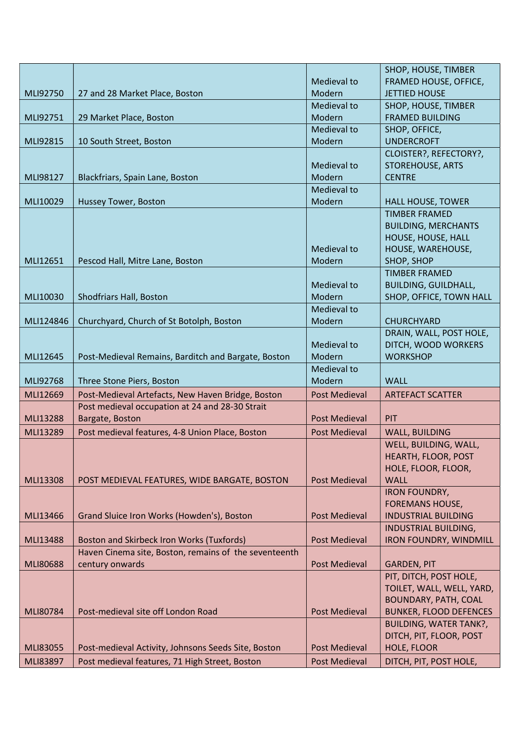| | | | |
|---|---|---|---|
| MLI92750 | 27 and 28 Market Place, Boston | Medieval to Modern | SHOP, HOUSE, TIMBER FRAMED HOUSE, OFFICE, JETTIED HOUSE |
| MLI92751 | 29 Market Place, Boston | Medieval to Modern | SHOP, HOUSE, TIMBER FRAMED BUILDING |
| MLI92815 | 10 South Street, Boston | Medieval to Modern | SHOP, OFFICE, UNDERCROFT |
| MLI98127 | Blackfriars, Spain Lane, Boston | Medieval to Modern | CLOISTER?, REFECTORY?, STOREHOUSE, ARTS CENTRE |
| MLI10029 | Hussey Tower, Boston | Medieval to Modern | HALL HOUSE, TOWER |
| MLI12651 | Pescod Hall, Mitre Lane, Boston | Medieval to Modern | TIMBER FRAMED BUILDING, MERCHANTS HOUSE, HOUSE, HALL HOUSE, WAREHOUSE, SHOP, SHOP |
| MLI10030 | Shodfriars Hall, Boston | Medieval to Modern | TIMBER FRAMED BUILDING, GUILDHALL, SHOP, OFFICE, TOWN HALL |
| MLI124846 | Churchyard, Church of St Botolph, Boston | Medieval to Modern | CHURCHYARD |
| MLI12645 | Post-Medieval Remains, Barditch and Bargate, Boston | Medieval to Modern | DRAIN, WALL, POST HOLE, DITCH, WOOD WORKERS WORKSHOP |
| MLI92768 | Three Stone Piers, Boston | Medieval to Modern | WALL |
| MLI12669 | Post-Medieval Artefacts, New Haven Bridge, Boston | Post Medieval | ARTEFACT SCATTER |
| MLI13288 | Post medieval occupation at 24 and 28-30 Strait Bargate, Boston | Post Medieval | PIT |
| MLI13289 | Post medieval features, 4-8 Union Place, Boston | Post Medieval | WALL, BUILDING |
| MLI13308 | POST MEDIEVAL FEATURES, WIDE BARGATE, BOSTON | Post Medieval | WELL, BUILDING, WALL, HEARTH, FLOOR, POST HOLE, FLOOR, FLOOR, WALL |
| MLI13466 | Grand Sluice Iron Works (Howden's), Boston | Post Medieval | IRON FOUNDRY, FOREMANS HOUSE, INDUSTRIAL BUILDING |
| MLI13488 | Boston and Skirbeck Iron Works (Tuxfords) | Post Medieval | INDUSTRIAL BUILDING, IRON FOUNDRY, WINDMILL |
| MLI80688 | Haven Cinema site, Boston, remains of the seventeenth century onwards | Post Medieval | GARDEN, PIT |
| MLI80784 | Post-medieval site off London Road | Post Medieval | PIT, DITCH, POST HOLE, TOILET, WALL, WELL, YARD, BOUNDARY, PATH, COAL BUNKER, FLOOD DEFENCES |
| MLI83055 | Post-medieval Activity, Johnsons Seeds Site, Boston | Post Medieval | BUILDING, WATER TANK?, DITCH, PIT, FLOOR, POST HOLE, FLOOR |
| MLI83897 | Post medieval features, 71 High Street, Boston | Post Medieval | DITCH, PIT, POST HOLE, |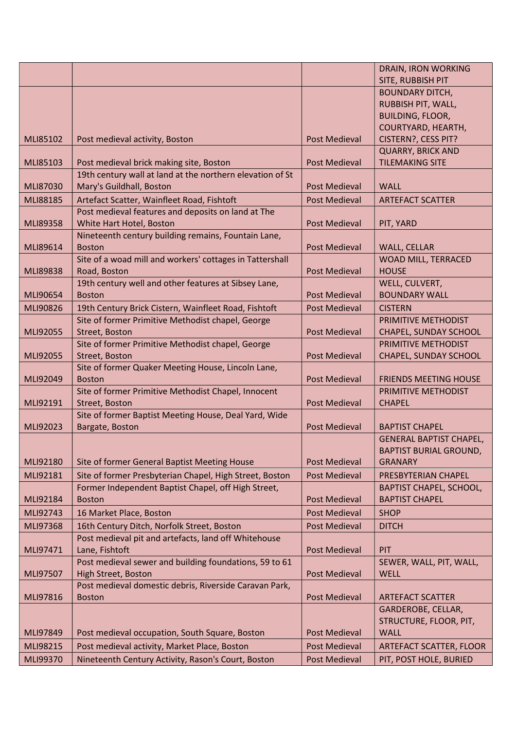| | | | |
|---|---|---|---|
| | | | DRAIN, IRON WORKING SITE, RUBBISH PIT |
| MLI85102 | Post medieval activity, Boston | Post Medieval | BOUNDARY DITCH, RUBBISH PIT, WALL, BUILDING, FLOOR, COURTYARD, HEARTH, CISTERN?, CESS PIT? |
| MLI85103 | Post medieval brick making site, Boston | Post Medieval | QUARRY, BRICK AND TILEMAKING SITE |
| MLI87030 | 19th century wall at land at the northern elevation of St Mary's Guildhall, Boston | Post Medieval | WALL |
| MLI88185 | Artefact Scatter, Wainfleet Road, Fishtoft | Post Medieval | ARTEFACT SCATTER |
| MLI89358 | Post medieval features and deposits on land at The White Hart Hotel, Boston | Post Medieval | PIT, YARD |
| MLI89614 | Nineteenth century building remains, Fountain Lane, Boston | Post Medieval | WALL, CELLAR |
| MLI89838 | Site of a woad mill and workers' cottages in Tattershall Road, Boston | Post Medieval | WOAD MILL, TERRACED HOUSE |
| MLI90654 | 19th century well and other features at Sibsey Lane, Boston | Post Medieval | WELL, CULVERT, BOUNDARY WALL |
| MLI90826 | 19th Century Brick Cistern, Wainfleet Road, Fishtoft | Post Medieval | CISTERN |
| MLI92055 | Site of former Primitive Methodist chapel, George Street, Boston | Post Medieval | PRIMITIVE METHODIST CHAPEL, SUNDAY SCHOOL |
| MLI92055 | Site of former Primitive Methodist chapel, George Street, Boston | Post Medieval | PRIMITIVE METHODIST CHAPEL, SUNDAY SCHOOL |
| MLI92049 | Site of former Quaker Meeting House, Lincoln Lane, Boston | Post Medieval | FRIENDS MEETING HOUSE |
| MLI92191 | Site of former Primitive Methodist Chapel, Innocent Street, Boston | Post Medieval | PRIMITIVE METHODIST CHAPEL |
| MLI92023 | Site of former Baptist Meeting House, Deal Yard, Wide Bargate, Boston | Post Medieval | BAPTIST CHAPEL |
| MLI92180 | Site of former General Baptist Meeting House | Post Medieval | GENERAL BAPTIST CHAPEL, BAPTIST BURIAL GROUND, GRANARY |
| MLI92181 | Site of former Presbyterian Chapel, High Street, Boston | Post Medieval | PRESBYTERIAN CHAPEL |
| MLI92184 | Former Independent Baptist Chapel, off High Street, Boston | Post Medieval | BAPTIST CHAPEL, SCHOOL, BAPTIST CHAPEL |
| MLI92743 | 16 Market Place, Boston | Post Medieval | SHOP |
| MLI97368 | 16th Century Ditch, Norfolk Street, Boston | Post Medieval | DITCH |
| MLI97471 | Post medieval pit and artefacts, land off Whitehouse Lane, Fishtoft | Post Medieval | PIT |
| MLI97507 | Post medieval sewer and building foundations, 59 to 61 High Street, Boston | Post Medieval | SEWER, WALL, PIT, WALL, WELL |
| MLI97816 | Post medieval domestic debris, Riverside Caravan Park, Boston | Post Medieval | ARTEFACT SCATTER |
| MLI97849 | Post medieval occupation, South Square, Boston | Post Medieval | GARDEROBE, CELLAR, STRUCTURE, FLOOR, PIT, WALL |
| MLI98215 | Post medieval activity, Market Place, Boston | Post Medieval | ARTEFACT SCATTER, FLOOR |
| MLI99370 | Nineteenth Century Activity, Rason's Court, Boston | Post Medieval | PIT, POST HOLE, BURIED |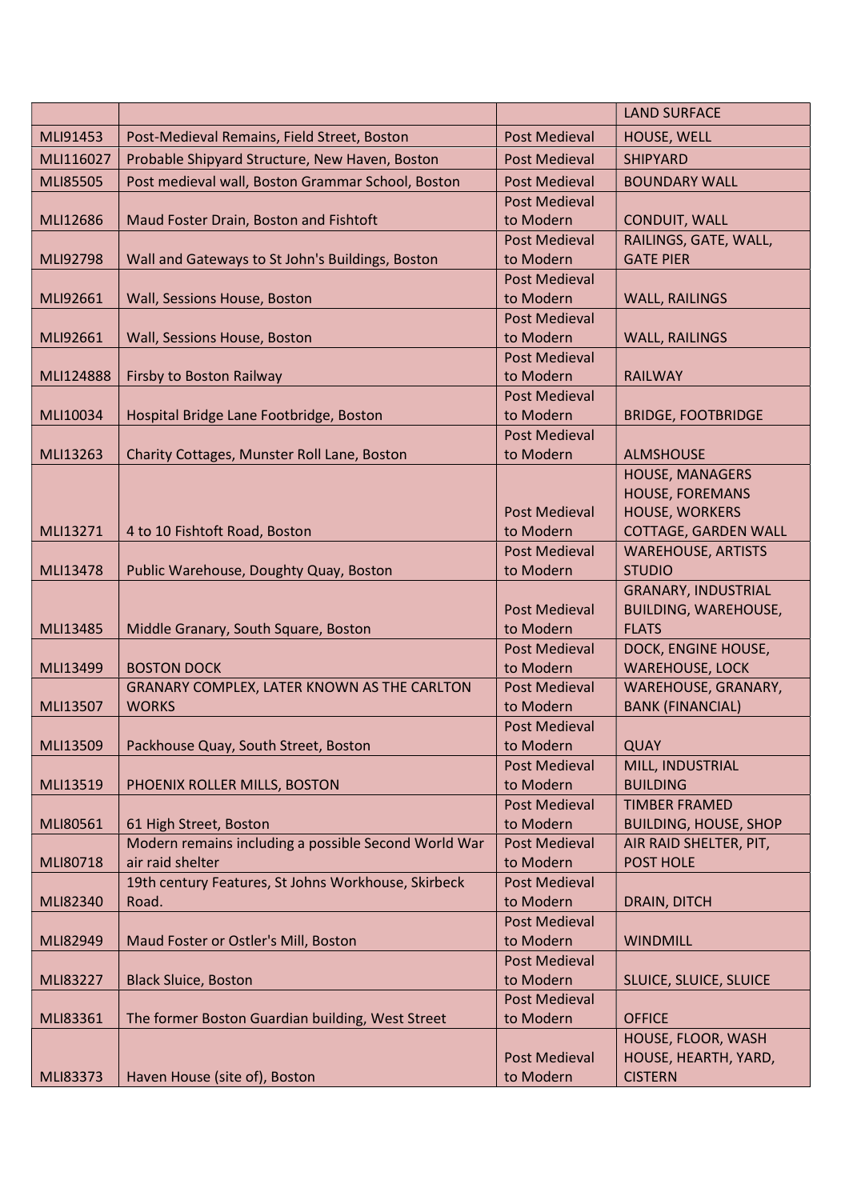| | | | LAND SURFACE |
|---|---|---|---|
| MLI91453 | Post-Medieval Remains, Field Street, Boston | Post Medieval | HOUSE, WELL |
| MLI116027 | Probable Shipyard Structure, New Haven, Boston | Post Medieval | SHIPYARD |
| MLI85505 | Post medieval wall, Boston Grammar School, Boston | Post Medieval | BOUNDARY WALL |
| MLI12686 | Maud Foster Drain, Boston and Fishtoft | Post Medieval to Modern | CONDUIT, WALL |
| MLI92798 | Wall and Gateways to St John's Buildings, Boston | Post Medieval to Modern | RAILINGS, GATE, WALL, GATE PIER |
| MLI92661 | Wall, Sessions House, Boston | Post Medieval to Modern | WALL, RAILINGS |
| MLI92661 | Wall, Sessions House, Boston | Post Medieval to Modern | WALL, RAILINGS |
| MLI124888 | Firsby to Boston Railway | Post Medieval to Modern | RAILWAY |
| MLI10034 | Hospital Bridge Lane Footbridge, Boston | Post Medieval to Modern | BRIDGE, FOOTBRIDGE |
| MLI13263 | Charity Cottages, Munster Roll Lane, Boston | Post Medieval to Modern | ALMSHOUSE |
| MLI13271 | 4 to 10 Fishtoft Road, Boston | Post Medieval to Modern | HOUSE, MANAGERS HOUSE, FOREMANS HOUSE, WORKERS COTTAGE, GARDEN WALL |
| MLI13478 | Public Warehouse, Doughty Quay, Boston | Post Medieval to Modern | WAREHOUSE, ARTISTS STUDIO |
| MLI13485 | Middle Granary, South Square, Boston | Post Medieval to Modern | GRANARY, INDUSTRIAL BUILDING, WAREHOUSE, FLATS |
| MLI13499 | BOSTON DOCK | Post Medieval to Modern | DOCK, ENGINE HOUSE, WAREHOUSE, LOCK |
| MLI13507 | GRANARY COMPLEX, LATER KNOWN AS THE CARLTON WORKS | Post Medieval to Modern | WAREHOUSE, GRANARY, BANK (FINANCIAL) |
| MLI13509 | Packhouse Quay, South Street, Boston | Post Medieval to Modern | QUAY |
| MLI13519 | PHOENIX ROLLER MILLS, BOSTON | Post Medieval to Modern | MILL, INDUSTRIAL BUILDING |
| MLI80561 | 61 High Street, Boston | Post Medieval to Modern | TIMBER FRAMED BUILDING, HOUSE, SHOP |
| MLI80718 | Modern remains including a possible Second World War air raid shelter | Post Medieval to Modern | AIR RAID SHELTER, PIT, POST HOLE |
| MLI82340 | 19th century Features, St Johns Workhouse, Skirbeck Road. | Post Medieval to Modern | DRAIN, DITCH |
| MLI82949 | Maud Foster or Ostler's Mill, Boston | Post Medieval to Modern | WINDMILL |
| MLI83227 | Black Sluice, Boston | Post Medieval to Modern | SLUICE, SLUICE, SLUICE |
| MLI83361 | The former Boston Guardian building, West Street | Post Medieval to Modern | OFFICE |
| MLI83373 | Haven House (site of), Boston | Post Medieval to Modern | HOUSE, FLOOR, WASH HOUSE, HEARTH, YARD, CISTERN |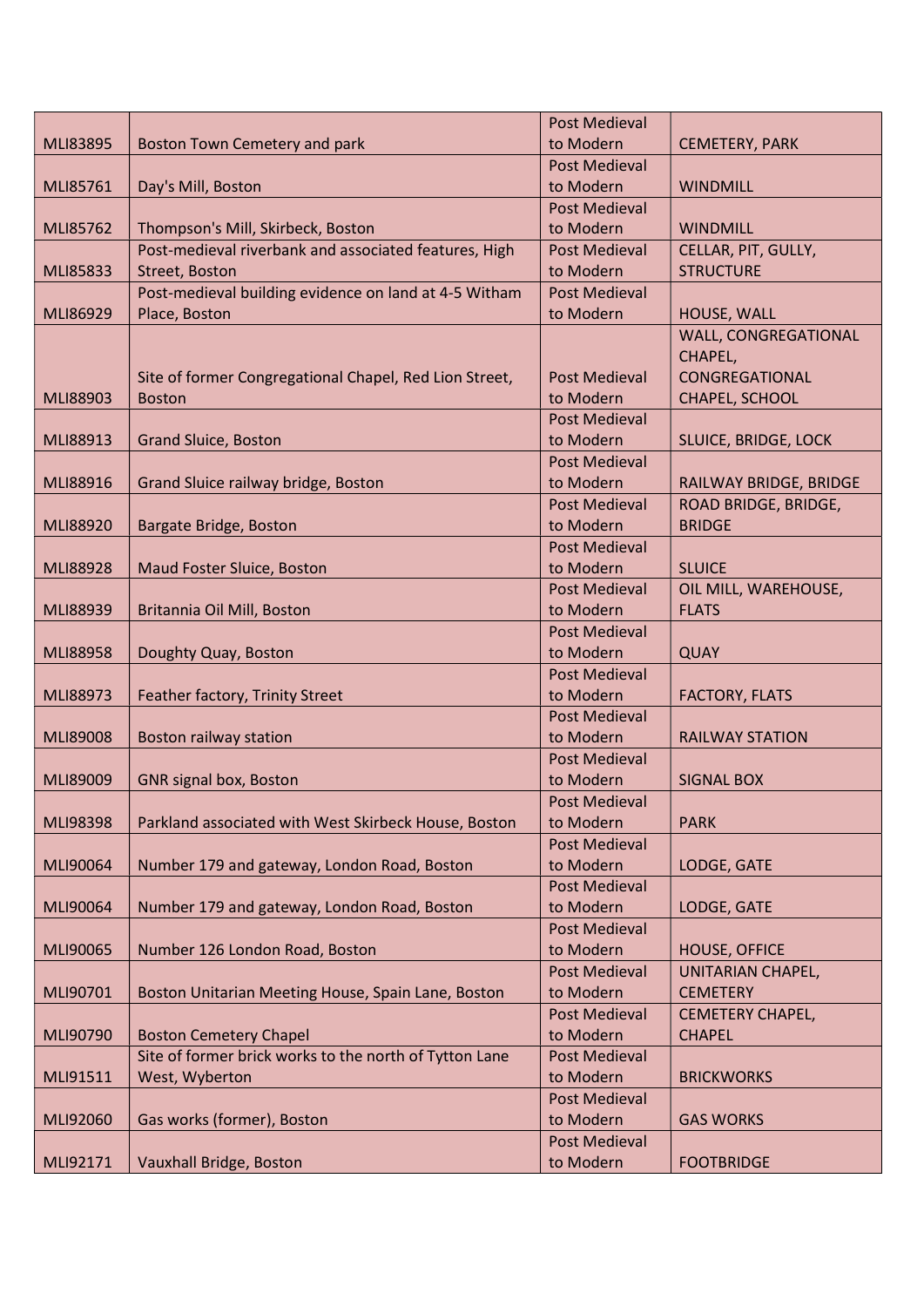| | | | |
|---|---|---|---|
| MLI83895 | Boston Town Cemetery and park | Post Medieval to Modern | CEMETERY, PARK |
| MLI85761 | Day's Mill, Boston | Post Medieval to Modern | WINDMILL |
| MLI85762 | Thompson's Mill, Skirbeck, Boston | Post Medieval to Modern | WINDMILL |
| MLI85833 | Post-medieval riverbank and associated features, High Street, Boston | Post Medieval to Modern | CELLAR, PIT, GULLY, STRUCTURE |
| MLI86929 | Post-medieval building evidence on land at 4-5 Witham Place, Boston | Post Medieval to Modern | HOUSE, WALL |
| MLI88903 | Site of former Congregational Chapel, Red Lion Street, Boston | Post Medieval to Modern | WALL, CONGREGATIONAL CHAPEL, CONGREGATIONAL CHAPEL, SCHOOL |
| MLI88913 | Grand Sluice, Boston | Post Medieval to Modern | SLUICE, BRIDGE, LOCK |
| MLI88916 | Grand Sluice railway bridge, Boston | Post Medieval to Modern | RAILWAY BRIDGE, BRIDGE |
| MLI88920 | Bargate Bridge, Boston | Post Medieval to Modern | ROAD BRIDGE, BRIDGE, BRIDGE |
| MLI88928 | Maud Foster Sluice, Boston | Post Medieval to Modern | SLUICE |
| MLI88939 | Britannia Oil Mill, Boston | Post Medieval to Modern | OIL MILL, WAREHOUSE, FLATS |
| MLI88958 | Doughty Quay, Boston | Post Medieval to Modern | QUAY |
| MLI88973 | Feather factory, Trinity Street | Post Medieval to Modern | FACTORY, FLATS |
| MLI89008 | Boston railway station | Post Medieval to Modern | RAILWAY STATION |
| MLI89009 | GNR signal box, Boston | Post Medieval to Modern | SIGNAL BOX |
| MLI98398 | Parkland associated with West Skirbeck House, Boston | Post Medieval to Modern | PARK |
| MLI90064 | Number 179 and gateway, London Road, Boston | Post Medieval to Modern | LODGE, GATE |
| MLI90064 | Number 179 and gateway, London Road, Boston | Post Medieval to Modern | LODGE, GATE |
| MLI90065 | Number 126 London Road, Boston | Post Medieval to Modern | HOUSE, OFFICE |
| MLI90701 | Boston Unitarian Meeting House, Spain Lane, Boston | Post Medieval to Modern | UNITARIAN CHAPEL, CEMETERY |
| MLI90790 | Boston Cemetery Chapel | Post Medieval to Modern | CEMETERY CHAPEL, CHAPEL |
| MLI91511 | Site of former brick works to the north of Tytton Lane West, Wyberton | Post Medieval to Modern | BRICKWORKS |
| MLI92060 | Gas works (former), Boston | Post Medieval to Modern | GAS WORKS |
| MLI92171 | Vauxhall Bridge, Boston | Post Medieval to Modern | FOOTBRIDGE |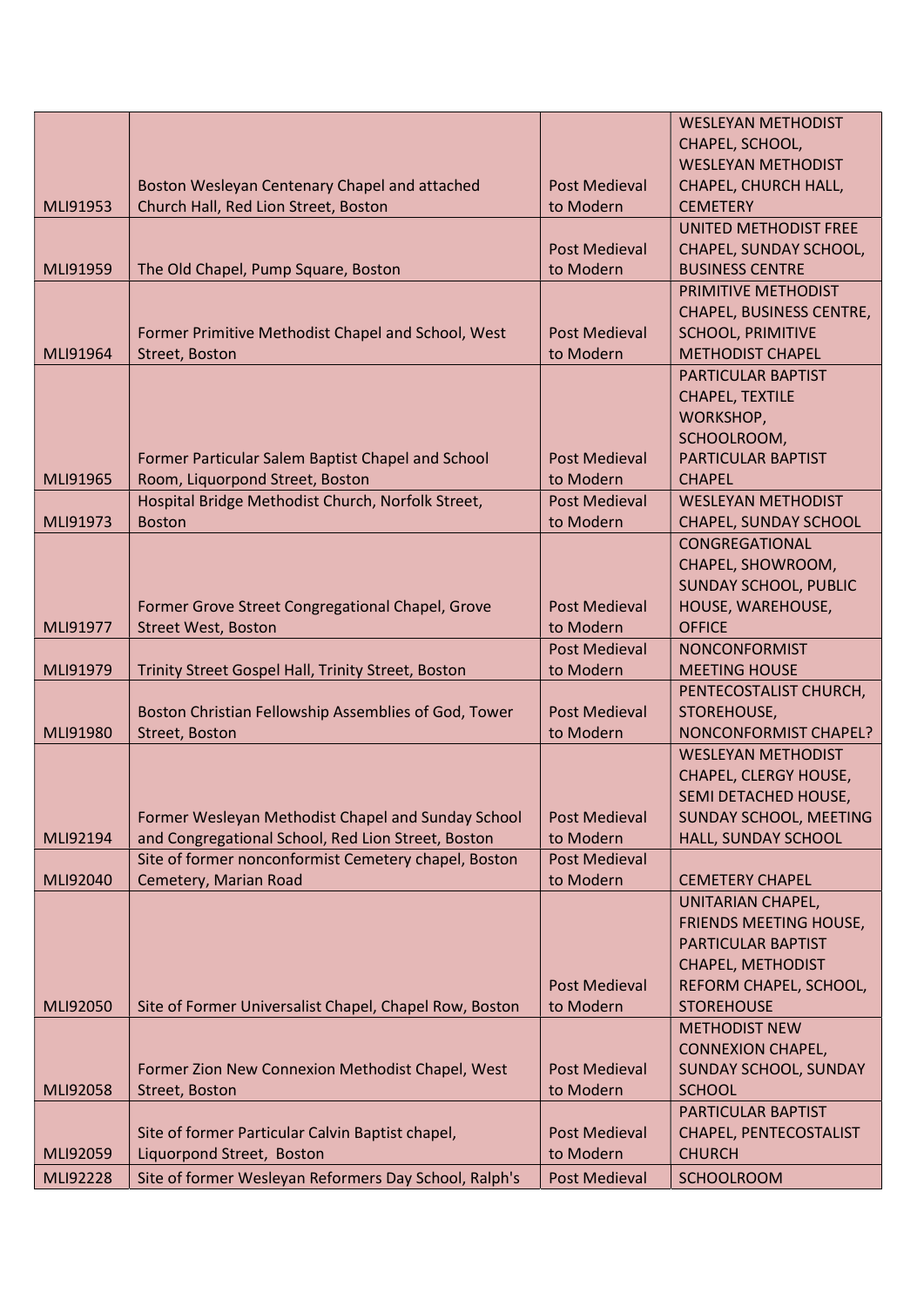| | | | |
|---|---|---|---|
| MLI91953 | Boston Wesleyan Centenary Chapel and attached Church Hall, Red Lion Street, Boston | Post Medieval to Modern | WESLEYAN METHODIST CHAPEL, SCHOOL, WESLEYAN METHODIST CHAPEL, CHURCH HALL, CEMETERY |
| MLI91959 | The Old Chapel, Pump Square, Boston | Post Medieval to Modern | UNITED METHODIST FREE CHAPEL, SUNDAY SCHOOL, BUSINESS CENTRE |
| MLI91964 | Former Primitive Methodist Chapel and School, West Street, Boston | Post Medieval to Modern | PRIMITIVE METHODIST CHAPEL, BUSINESS CENTRE, SCHOOL, PRIMITIVE METHODIST CHAPEL |
| MLI91965 | Former Particular Salem Baptist Chapel and School Room, Liquorpond Street, Boston | Post Medieval to Modern | PARTICULAR BAPTIST CHAPEL, TEXTILE WORKSHOP, SCHOOLROOM, PARTICULAR BAPTIST CHAPEL |
| MLI91973 | Hospital Bridge Methodist Church, Norfolk Street, Boston | Post Medieval to Modern | WESLEYAN METHODIST CHAPEL, SUNDAY SCHOOL |
| MLI91977 | Former Grove Street Congregational Chapel, Grove Street West, Boston | Post Medieval to Modern | CONGREGATIONAL CHAPEL, SHOWROOM, SUNDAY SCHOOL, PUBLIC HOUSE, WAREHOUSE, OFFICE |
| MLI91979 | Trinity Street Gospel Hall, Trinity Street, Boston | Post Medieval to Modern | NONCONFORMIST MEETING HOUSE |
| MLI91980 | Boston Christian Fellowship Assemblies of God, Tower Street, Boston | Post Medieval to Modern | PENTECOSTALIST CHURCH, STOREHOUSE, NONCONFORMIST CHAPEL? |
| MLI92194 | Former Wesleyan Methodist Chapel and Sunday School and Congregational School, Red Lion Street, Boston | Post Medieval to Modern | WESLEYAN METHODIST CHAPEL, CLERGY HOUSE, SEMI DETACHED HOUSE, SUNDAY SCHOOL, MEETING HALL, SUNDAY SCHOOL |
| MLI92040 | Site of former nonconformist Cemetery chapel, Boston Cemetery, Marian Road | Post Medieval to Modern | CEMETERY CHAPEL |
| MLI92050 | Site of Former Universalist Chapel, Chapel Row, Boston | Post Medieval to Modern | UNITARIAN CHAPEL, FRIENDS MEETING HOUSE, PARTICULAR BAPTIST CHAPEL, METHODIST REFORM CHAPEL, SCHOOL, STOREHOUSE |
| MLI92058 | Former Zion New Connexion Methodist Chapel, West Street, Boston | Post Medieval to Modern | METHODIST NEW CONNEXION CHAPEL, SUNDAY SCHOOL, SUNDAY SCHOOL |
| MLI92059 | Site of former Particular Calvin Baptist chapel, Liquorpond Street, Boston | Post Medieval to Modern | PARTICULAR BAPTIST CHAPEL, PENTECOSTALIST CHURCH |
| MLI92228 | Site of former Wesleyan Reformers Day School, Ralph's | Post Medieval | SCHOOLROOM |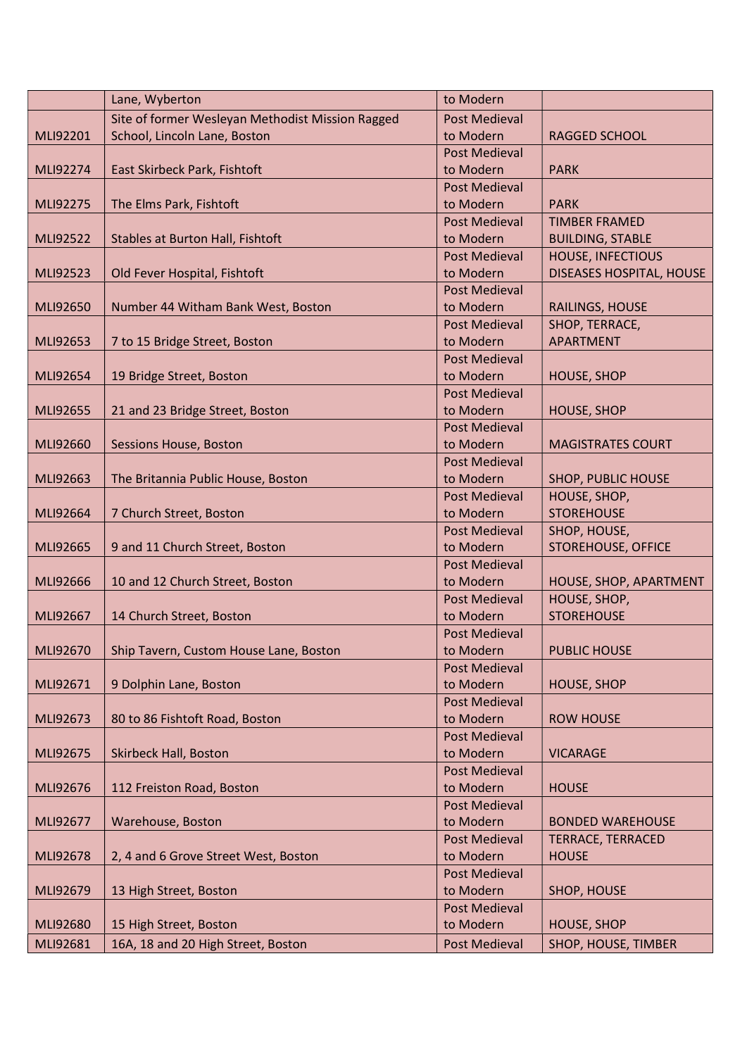|  |  |  |  |
|---|---|---|---|
|  | Lane, Wyberton | to Modern |  |
| MLI92201 | Site of former Wesleyan Methodist Mission Ragged School, Lincoln Lane, Boston | Post Medieval to Modern | RAGGED SCHOOL |
| MLI92274 | East Skirbeck Park, Fishtoft | Post Medieval to Modern | PARK |
| MLI92275 | The Elms Park, Fishtoft | Post Medieval to Modern | PARK |
| MLI92522 | Stables at Burton Hall, Fishtoft | Post Medieval to Modern | TIMBER FRAMED BUILDING, STABLE |
| MLI92523 | Old Fever Hospital, Fishtoft | Post Medieval to Modern | HOUSE, INFECTIOUS DISEASES HOSPITAL, HOUSE |
| MLI92650 | Number 44 Witham Bank West, Boston | Post Medieval to Modern | RAILINGS, HOUSE |
| MLI92653 | 7 to 15 Bridge Street, Boston | Post Medieval to Modern | SHOP, TERRACE, APARTMENT |
| MLI92654 | 19 Bridge Street, Boston | Post Medieval to Modern | HOUSE, SHOP |
| MLI92655 | 21 and 23 Bridge Street, Boston | Post Medieval to Modern | HOUSE, SHOP |
| MLI92660 | Sessions House, Boston | Post Medieval to Modern | MAGISTRATES COURT |
| MLI92663 | The Britannia Public House, Boston | Post Medieval to Modern | SHOP, PUBLIC HOUSE |
| MLI92664 | 7 Church Street, Boston | Post Medieval to Modern | HOUSE, SHOP, STOREHOUSE |
| MLI92665 | 9 and 11 Church Street, Boston | Post Medieval to Modern | SHOP, HOUSE, STOREHOUSE, OFFICE |
| MLI92666 | 10 and 12 Church Street, Boston | Post Medieval to Modern | HOUSE, SHOP, APARTMENT |
| MLI92667 | 14 Church Street, Boston | Post Medieval to Modern | HOUSE, SHOP, STOREHOUSE |
| MLI92670 | Ship Tavern, Custom House Lane, Boston | Post Medieval to Modern | PUBLIC HOUSE |
| MLI92671 | 9 Dolphin Lane, Boston | Post Medieval to Modern | HOUSE, SHOP |
| MLI92673 | 80 to 86 Fishtoft Road, Boston | Post Medieval to Modern | ROW HOUSE |
| MLI92675 | Skirbeck Hall, Boston | Post Medieval to Modern | VICARAGE |
| MLI92676 | 112 Freiston Road, Boston | Post Medieval to Modern | HOUSE |
| MLI92677 | Warehouse, Boston | Post Medieval to Modern | BONDED WAREHOUSE |
| MLI92678 | 2, 4 and 6 Grove Street West, Boston | Post Medieval to Modern | TERRACE, TERRACED HOUSE |
| MLI92679 | 13 High Street, Boston | Post Medieval to Modern | SHOP, HOUSE |
| MLI92680 | 15 High Street, Boston | Post Medieval to Modern | HOUSE, SHOP |
| MLI92681 | 16A, 18 and 20 High Street, Boston | Post Medieval | SHOP, HOUSE, TIMBER |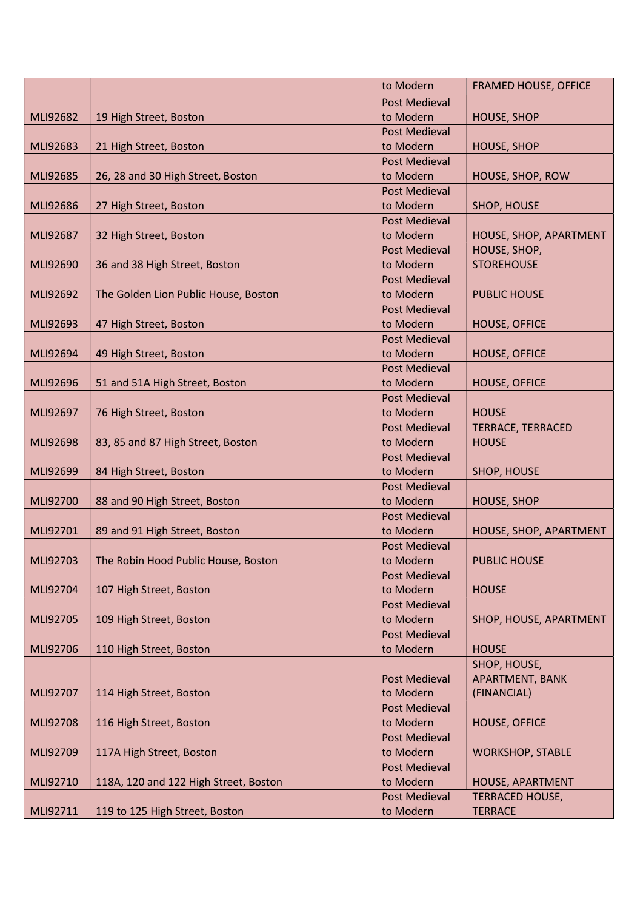| | | to Modern | FRAMED HOUSE, OFFICE |
|---|---|---|---|
| MLI92682 | 19 High Street, Boston | Post Medieval to Modern | HOUSE, SHOP |
| MLI92683 | 21 High Street, Boston | Post Medieval to Modern | HOUSE, SHOP |
| MLI92685 | 26, 28 and 30 High Street, Boston | Post Medieval to Modern | HOUSE, SHOP, ROW |
| MLI92686 | 27 High Street, Boston | Post Medieval to Modern | SHOP, HOUSE |
| MLI92687 | 32 High Street, Boston | Post Medieval to Modern | HOUSE, SHOP, APARTMENT |
| MLI92690 | 36 and 38 High Street, Boston | Post Medieval to Modern | HOUSE, SHOP, STOREHOUSE |
| MLI92692 | The Golden Lion Public House, Boston | Post Medieval to Modern | PUBLIC HOUSE |
| MLI92693 | 47 High Street, Boston | Post Medieval to Modern | HOUSE, OFFICE |
| MLI92694 | 49 High Street, Boston | Post Medieval to Modern | HOUSE, OFFICE |
| MLI92696 | 51 and 51A High Street, Boston | Post Medieval to Modern | HOUSE, OFFICE |
| MLI92697 | 76 High Street, Boston | Post Medieval to Modern | HOUSE |
| MLI92698 | 83, 85 and 87 High Street, Boston | Post Medieval to Modern | TERRACE, TERRACED HOUSE |
| MLI92699 | 84 High Street, Boston | Post Medieval to Modern | SHOP, HOUSE |
| MLI92700 | 88 and 90 High Street, Boston | Post Medieval to Modern | HOUSE, SHOP |
| MLI92701 | 89 and 91 High Street, Boston | Post Medieval to Modern | HOUSE, SHOP, APARTMENT |
| MLI92703 | The Robin Hood Public House, Boston | Post Medieval to Modern | PUBLIC HOUSE |
| MLI92704 | 107 High Street, Boston | Post Medieval to Modern | HOUSE |
| MLI92705 | 109 High Street, Boston | Post Medieval to Modern | SHOP, HOUSE, APARTMENT |
| MLI92706 | 110 High Street, Boston | Post Medieval to Modern | HOUSE |
| MLI92707 | 114 High Street, Boston | Post Medieval to Modern | SHOP, HOUSE, APARTMENT, BANK (FINANCIAL) |
| MLI92708 | 116 High Street, Boston | Post Medieval to Modern | HOUSE, OFFICE |
| MLI92709 | 117A High Street, Boston | Post Medieval to Modern | WORKSHOP, STABLE |
| MLI92710 | 118A, 120 and 122 High Street, Boston | Post Medieval to Modern | HOUSE, APARTMENT |
| MLI92711 | 119 to 125 High Street, Boston | Post Medieval to Modern | TERRACED HOUSE, TERRACE |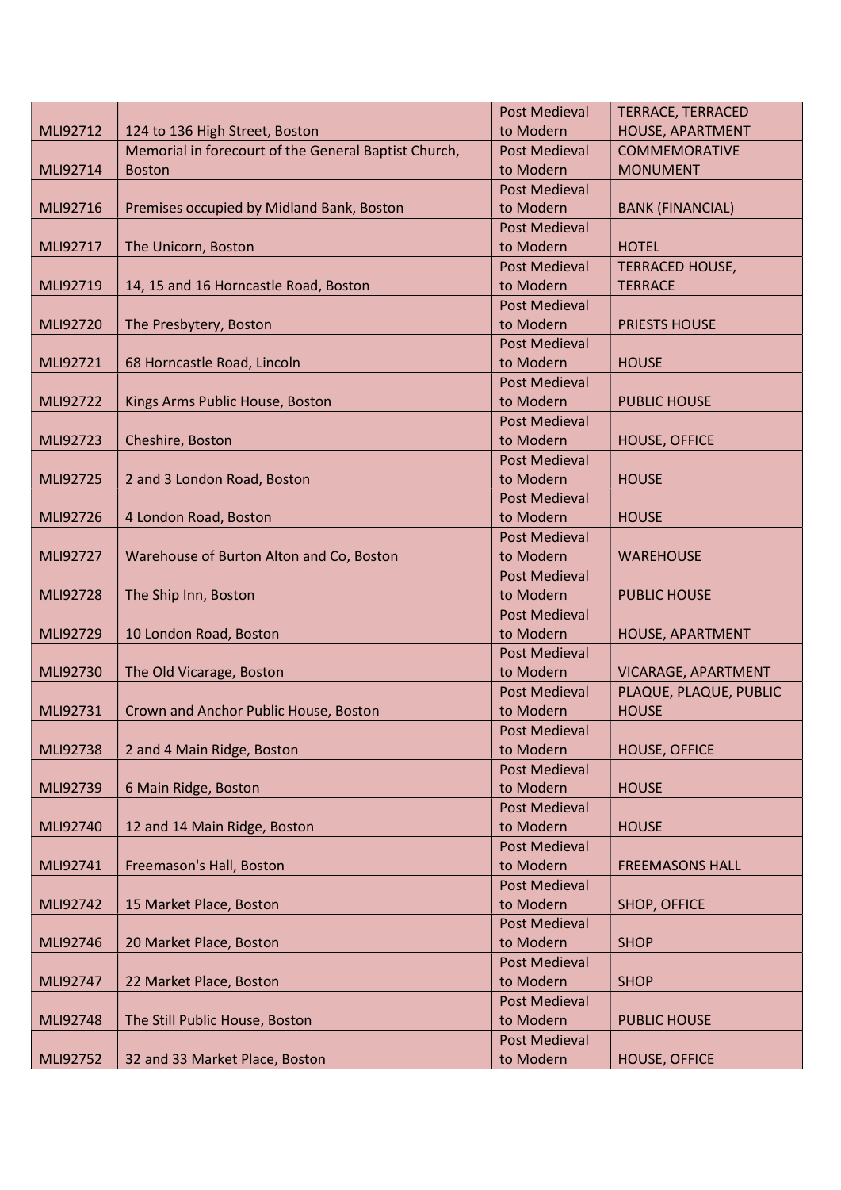| MLI92712 | 124 to 136 High Street, Boston | Post Medieval to Modern | TERRACE, TERRACED HOUSE, APARTMENT |
|---|---|---|---|
| MLI92714 | Memorial in forecourt of the General Baptist Church, Boston | Post Medieval to Modern | COMMEMORATIVE MONUMENT |
| MLI92716 | Premises occupied by Midland Bank, Boston | Post Medieval to Modern | BANK (FINANCIAL) |
| MLI92717 | The Unicorn, Boston | Post Medieval to Modern | HOTEL |
| MLI92719 | 14, 15 and 16 Horncastle Road, Boston | Post Medieval to Modern | TERRACED HOUSE, TERRACE |
| MLI92720 | The Presbytery, Boston | Post Medieval to Modern | PRIESTS HOUSE |
| MLI92721 | 68 Horncastle Road, Lincoln | Post Medieval to Modern | HOUSE |
| MLI92722 | Kings Arms Public House, Boston | Post Medieval to Modern | PUBLIC HOUSE |
| MLI92723 | Cheshire, Boston | Post Medieval to Modern | HOUSE, OFFICE |
| MLI92725 | 2 and 3 London Road, Boston | Post Medieval to Modern | HOUSE |
| MLI92726 | 4 London Road, Boston | Post Medieval to Modern | HOUSE |
| MLI92727 | Warehouse of Burton Alton and Co, Boston | Post Medieval to Modern | WAREHOUSE |
| MLI92728 | The Ship Inn, Boston | Post Medieval to Modern | PUBLIC HOUSE |
| MLI92729 | 10 London Road, Boston | Post Medieval to Modern | HOUSE, APARTMENT |
| MLI92730 | The Old Vicarage, Boston | Post Medieval to Modern | VICARAGE, APARTMENT |
| MLI92731 | Crown and Anchor Public House, Boston | Post Medieval to Modern | PLAQUE, PLAQUE, PUBLIC HOUSE |
| MLI92738 | 2 and 4 Main Ridge, Boston | Post Medieval to Modern | HOUSE, OFFICE |
| MLI92739 | 6 Main Ridge, Boston | Post Medieval to Modern | HOUSE |
| MLI92740 | 12 and 14 Main Ridge, Boston | Post Medieval to Modern | HOUSE |
| MLI92741 | Freemason's Hall, Boston | Post Medieval to Modern | FREEMASONS HALL |
| MLI92742 | 15 Market Place, Boston | Post Medieval to Modern | SHOP, OFFICE |
| MLI92746 | 20 Market Place, Boston | Post Medieval to Modern | SHOP |
| MLI92747 | 22 Market Place, Boston | Post Medieval to Modern | SHOP |
| MLI92748 | The Still Public House, Boston | Post Medieval to Modern | PUBLIC HOUSE |
| MLI92752 | 32 and 33 Market Place, Boston | Post Medieval to Modern | HOUSE, OFFICE |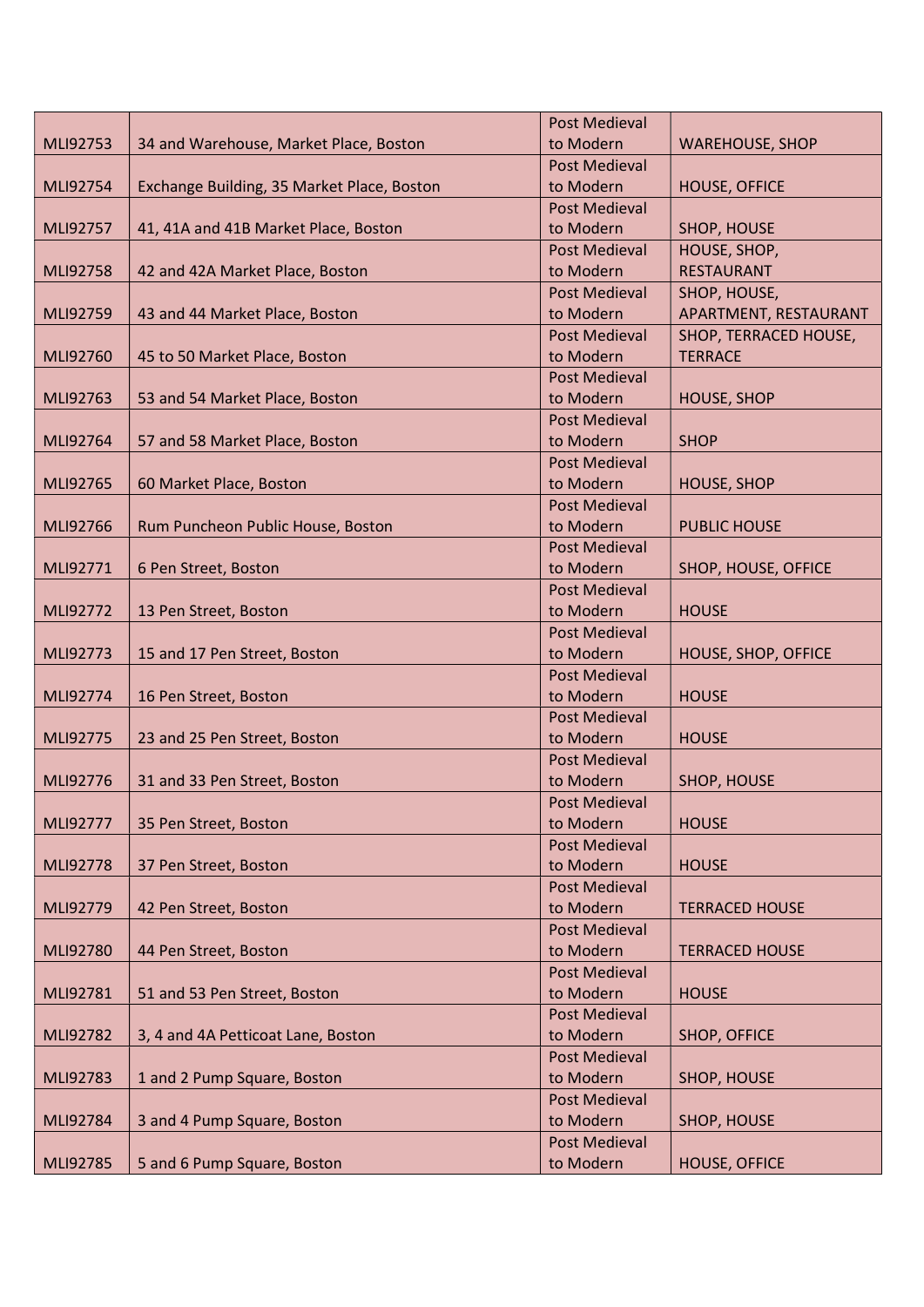| | | | |
|---|---|---|---|
| MLI92753 | 34 and Warehouse, Market Place, Boston | Post Medieval to Modern | WAREHOUSE, SHOP |
| MLI92754 | Exchange Building, 35 Market Place, Boston | Post Medieval to Modern | HOUSE, OFFICE |
| MLI92757 | 41, 41A and 41B Market Place, Boston | Post Medieval to Modern | SHOP, HOUSE |
| MLI92758 | 42 and 42A Market Place, Boston | Post Medieval to Modern | HOUSE, SHOP, RESTAURANT |
| MLI92759 | 43 and 44 Market Place, Boston | Post Medieval to Modern | SHOP, HOUSE, APARTMENT, RESTAURANT |
| MLI92760 | 45 to 50 Market Place, Boston | Post Medieval to Modern | SHOP, TERRACED HOUSE, TERRACE |
| MLI92763 | 53 and 54 Market Place, Boston | Post Medieval to Modern | HOUSE, SHOP |
| MLI92764 | 57 and 58 Market Place, Boston | Post Medieval to Modern | SHOP |
| MLI92765 | 60 Market Place, Boston | Post Medieval to Modern | HOUSE, SHOP |
| MLI92766 | Rum Puncheon Public House, Boston | Post Medieval to Modern | PUBLIC HOUSE |
| MLI92771 | 6 Pen Street, Boston | Post Medieval to Modern | SHOP, HOUSE, OFFICE |
| MLI92772 | 13 Pen Street, Boston | Post Medieval to Modern | HOUSE |
| MLI92773 | 15 and 17 Pen Street, Boston | Post Medieval to Modern | HOUSE, SHOP, OFFICE |
| MLI92774 | 16 Pen Street, Boston | Post Medieval to Modern | HOUSE |
| MLI92775 | 23 and 25 Pen Street, Boston | Post Medieval to Modern | HOUSE |
| MLI92776 | 31 and 33 Pen Street, Boston | Post Medieval to Modern | SHOP, HOUSE |
| MLI92777 | 35 Pen Street, Boston | Post Medieval to Modern | HOUSE |
| MLI92778 | 37 Pen Street, Boston | Post Medieval to Modern | HOUSE |
| MLI92779 | 42 Pen Street, Boston | Post Medieval to Modern | TERRACED HOUSE |
| MLI92780 | 44 Pen Street, Boston | Post Medieval to Modern | TERRACED HOUSE |
| MLI92781 | 51 and 53 Pen Street, Boston | Post Medieval to Modern | HOUSE |
| MLI92782 | 3, 4 and 4A Petticoat Lane, Boston | Post Medieval to Modern | SHOP, OFFICE |
| MLI92783 | 1 and 2 Pump Square, Boston | Post Medieval to Modern | SHOP, HOUSE |
| MLI92784 | 3 and 4 Pump Square, Boston | Post Medieval to Modern | SHOP, HOUSE |
| MLI92785 | 5 and 6 Pump Square, Boston | Post Medieval to Modern | HOUSE, OFFICE |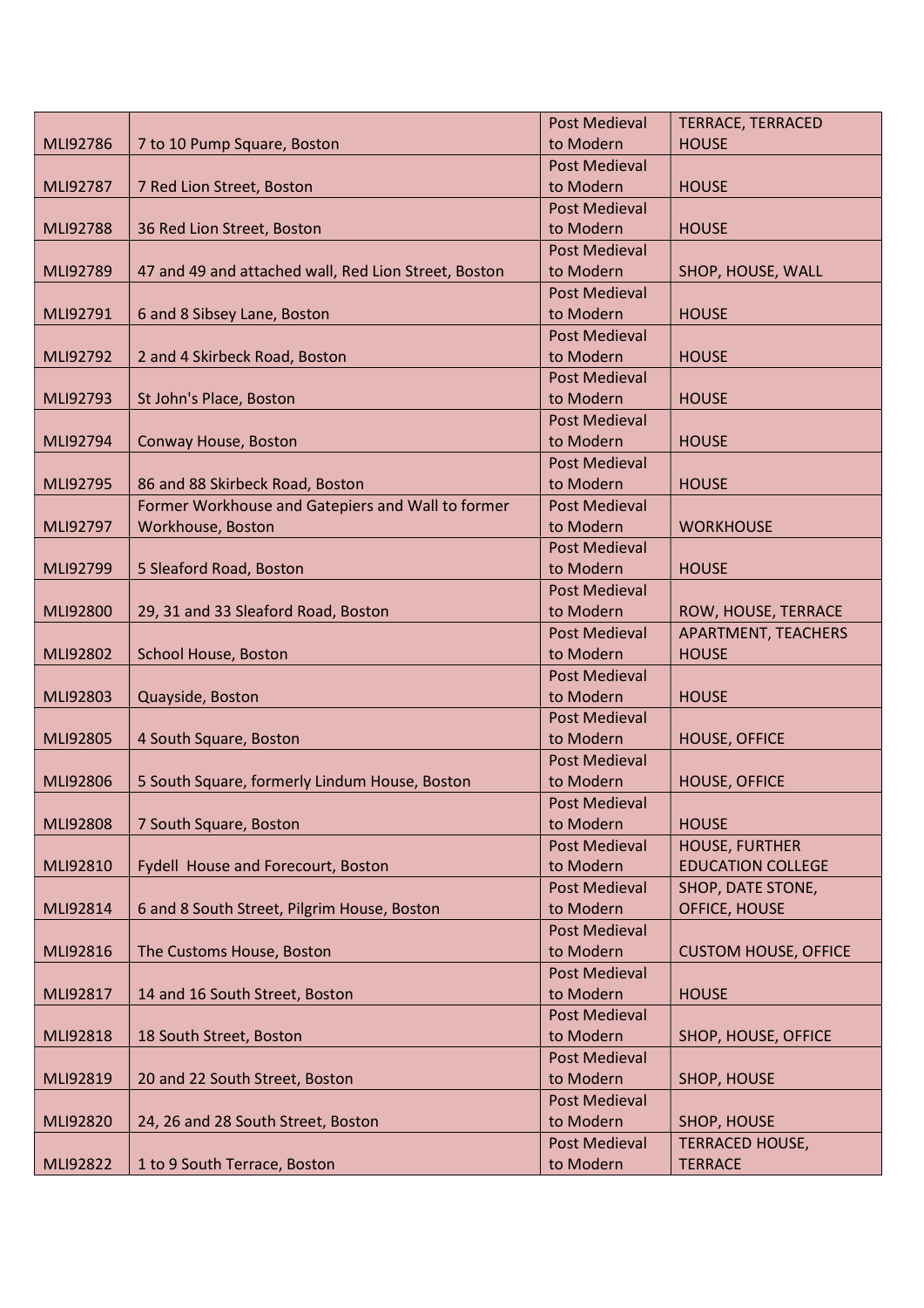| | | | |
|---|---|---|---|
| MLI92786 | 7 to 10 Pump Square, Boston | Post Medieval to Modern | TERRACE, TERRACED HOUSE |
| MLI92787 | 7 Red Lion Street, Boston | Post Medieval to Modern | HOUSE |
| MLI92788 | 36 Red Lion Street, Boston | Post Medieval to Modern | HOUSE |
| MLI92789 | 47 and 49 and attached wall, Red Lion Street, Boston | Post Medieval to Modern | SHOP, HOUSE, WALL |
| MLI92791 | 6 and 8 Sibsey Lane, Boston | Post Medieval to Modern | HOUSE |
| MLI92792 | 2 and 4 Skirbeck Road, Boston | Post Medieval to Modern | HOUSE |
| MLI92793 | St John's Place, Boston | Post Medieval to Modern | HOUSE |
| MLI92794 | Conway House, Boston | Post Medieval to Modern | HOUSE |
| MLI92795 | 86 and 88 Skirbeck Road, Boston | Post Medieval to Modern | HOUSE |
| MLI92797 | Former Workhouse and Gatepiers and Wall to former Workhouse, Boston | Post Medieval to Modern | WORKHOUSE |
| MLI92799 | 5 Sleaford Road, Boston | Post Medieval to Modern | HOUSE |
| MLI92800 | 29, 31 and 33 Sleaford Road, Boston | Post Medieval to Modern | ROW, HOUSE, TERRACE |
| MLI92802 | School House, Boston | Post Medieval to Modern | APARTMENT, TEACHERS HOUSE |
| MLI92803 | Quayside, Boston | Post Medieval to Modern | HOUSE |
| MLI92805 | 4 South Square, Boston | Post Medieval to Modern | HOUSE, OFFICE |
| MLI92806 | 5 South Square, formerly Lindum House, Boston | Post Medieval to Modern | HOUSE, OFFICE |
| MLI92808 | 7 South Square, Boston | Post Medieval to Modern | HOUSE |
| MLI92810 | Fydell House and Forecourt, Boston | Post Medieval to Modern | HOUSE, FURTHER EDUCATION COLLEGE |
| MLI92814 | 6 and 8 South Street, Pilgrim House, Boston | Post Medieval to Modern | SHOP, DATE STONE, OFFICE, HOUSE |
| MLI92816 | The Customs House, Boston | Post Medieval to Modern | CUSTOM HOUSE, OFFICE |
| MLI92817 | 14 and 16 South Street, Boston | Post Medieval to Modern | HOUSE |
| MLI92818 | 18 South Street, Boston | Post Medieval to Modern | SHOP, HOUSE, OFFICE |
| MLI92819 | 20 and 22 South Street, Boston | Post Medieval to Modern | SHOP, HOUSE |
| MLI92820 | 24, 26 and 28 South Street, Boston | Post Medieval to Modern | SHOP, HOUSE |
| MLI92822 | 1 to 9 South Terrace, Boston | Post Medieval to Modern | TERRACED HOUSE, TERRACE |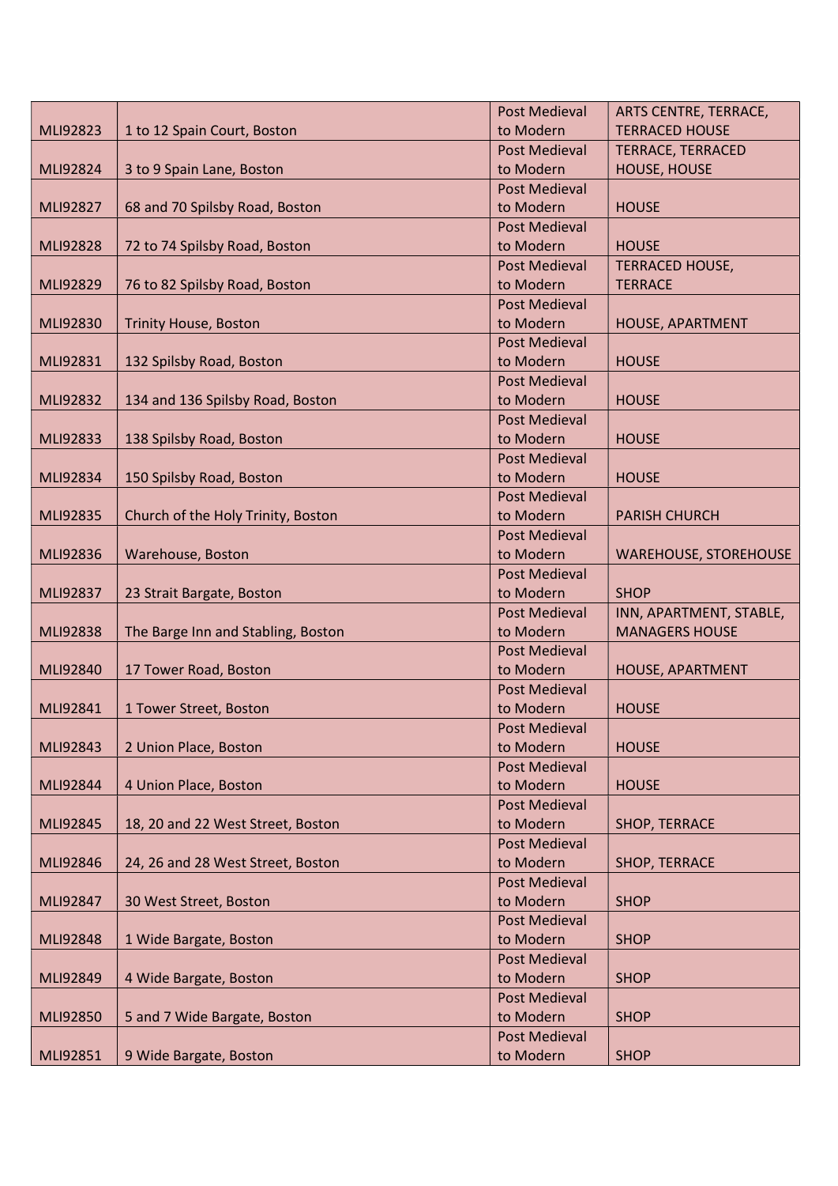| | | | |
|---|---|---|---|
| MLI92823 | 1 to 12 Spain Court, Boston | Post Medieval to Modern | ARTS CENTRE, TERRACE, TERRACED HOUSE |
| MLI92824 | 3 to 9 Spain Lane, Boston | Post Medieval to Modern | TERRACE, TERRACED HOUSE, HOUSE |
| MLI92827 | 68 and 70 Spilsby Road, Boston | Post Medieval to Modern | HOUSE |
| MLI92828 | 72 to 74 Spilsby Road, Boston | Post Medieval to Modern | HOUSE |
| MLI92829 | 76 to 82 Spilsby Road, Boston | Post Medieval to Modern | TERRACED HOUSE, TERRACE |
| MLI92830 | Trinity House, Boston | Post Medieval to Modern | HOUSE, APARTMENT |
| MLI92831 | 132 Spilsby Road, Boston | Post Medieval to Modern | HOUSE |
| MLI92832 | 134 and 136 Spilsby Road, Boston | Post Medieval to Modern | HOUSE |
| MLI92833 | 138 Spilsby Road, Boston | Post Medieval to Modern | HOUSE |
| MLI92834 | 150 Spilsby Road, Boston | Post Medieval to Modern | HOUSE |
| MLI92835 | Church of the Holy Trinity, Boston | Post Medieval to Modern | PARISH CHURCH |
| MLI92836 | Warehouse, Boston | Post Medieval to Modern | WAREHOUSE, STOREHOUSE |
| MLI92837 | 23 Strait Bargate, Boston | Post Medieval to Modern | SHOP |
| MLI92838 | The Barge Inn and Stabling, Boston | Post Medieval to Modern | INN, APARTMENT, STABLE, MANAGERS HOUSE |
| MLI92840 | 17 Tower Road, Boston | Post Medieval to Modern | HOUSE, APARTMENT |
| MLI92841 | 1 Tower Street, Boston | Post Medieval to Modern | HOUSE |
| MLI92843 | 2 Union Place, Boston | Post Medieval to Modern | HOUSE |
| MLI92844 | 4 Union Place, Boston | Post Medieval to Modern | HOUSE |
| MLI92845 | 18, 20 and 22 West Street, Boston | Post Medieval to Modern | SHOP, TERRACE |
| MLI92846 | 24, 26 and 28 West Street, Boston | Post Medieval to Modern | SHOP, TERRACE |
| MLI92847 | 30 West Street, Boston | Post Medieval to Modern | SHOP |
| MLI92848 | 1 Wide Bargate, Boston | Post Medieval to Modern | SHOP |
| MLI92849 | 4 Wide Bargate, Boston | Post Medieval to Modern | SHOP |
| MLI92850 | 5 and 7 Wide Bargate, Boston | Post Medieval to Modern | SHOP |
| MLI92851 | 9 Wide Bargate, Boston | Post Medieval to Modern | SHOP |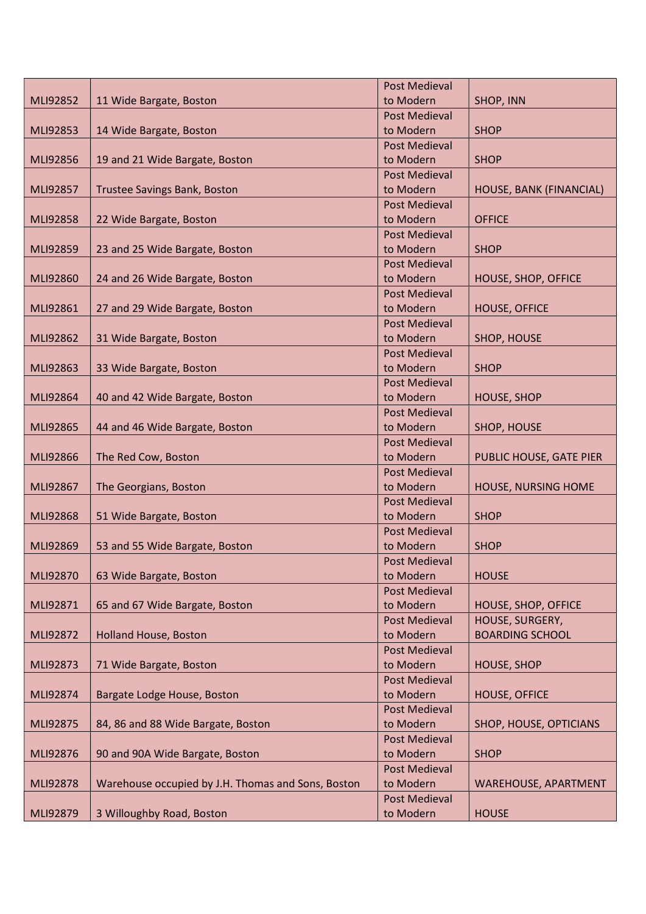| | | | |
|---|---|---|---|
| MLI92852 | 11 Wide Bargate, Boston | Post Medieval to Modern | SHOP, INN |
| MLI92853 | 14 Wide Bargate, Boston | Post Medieval to Modern | SHOP |
| MLI92856 | 19 and 21 Wide Bargate, Boston | Post Medieval to Modern | SHOP |
| MLI92857 | Trustee Savings Bank, Boston | Post Medieval to Modern | HOUSE, BANK (FINANCIAL) |
| MLI92858 | 22 Wide Bargate, Boston | Post Medieval to Modern | OFFICE |
| MLI92859 | 23 and 25 Wide Bargate, Boston | Post Medieval to Modern | SHOP |
| MLI92860 | 24 and 26 Wide Bargate, Boston | Post Medieval to Modern | HOUSE, SHOP, OFFICE |
| MLI92861 | 27 and 29 Wide Bargate, Boston | Post Medieval to Modern | HOUSE, OFFICE |
| MLI92862 | 31 Wide Bargate, Boston | Post Medieval to Modern | SHOP, HOUSE |
| MLI92863 | 33 Wide Bargate, Boston | Post Medieval to Modern | SHOP |
| MLI92864 | 40 and 42 Wide Bargate, Boston | Post Medieval to Modern | HOUSE, SHOP |
| MLI92865 | 44 and 46 Wide Bargate, Boston | Post Medieval to Modern | SHOP, HOUSE |
| MLI92866 | The Red Cow, Boston | Post Medieval to Modern | PUBLIC HOUSE, GATE PIER |
| MLI92867 | The Georgians, Boston | Post Medieval to Modern | HOUSE, NURSING HOME |
| MLI92868 | 51 Wide Bargate, Boston | Post Medieval to Modern | SHOP |
| MLI92869 | 53 and 55 Wide Bargate, Boston | Post Medieval to Modern | SHOP |
| MLI92870 | 63 Wide Bargate, Boston | Post Medieval to Modern | HOUSE |
| MLI92871 | 65 and 67 Wide Bargate, Boston | Post Medieval to Modern | HOUSE, SHOP, OFFICE |
| MLI92872 | Holland House, Boston | Post Medieval to Modern | HOUSE, SURGERY, BOARDING SCHOOL |
| MLI92873 | 71 Wide Bargate, Boston | Post Medieval to Modern | HOUSE, SHOP |
| MLI92874 | Bargate Lodge House, Boston | Post Medieval to Modern | HOUSE, OFFICE |
| MLI92875 | 84, 86 and 88 Wide Bargate, Boston | Post Medieval to Modern | SHOP, HOUSE, OPTICIANS |
| MLI92876 | 90 and 90A Wide Bargate, Boston | Post Medieval to Modern | SHOP |
| MLI92878 | Warehouse occupied by J.H. Thomas and Sons, Boston | Post Medieval to Modern | WAREHOUSE, APARTMENT |
| MLI92879 | 3 Willoughby Road, Boston | Post Medieval to Modern | HOUSE |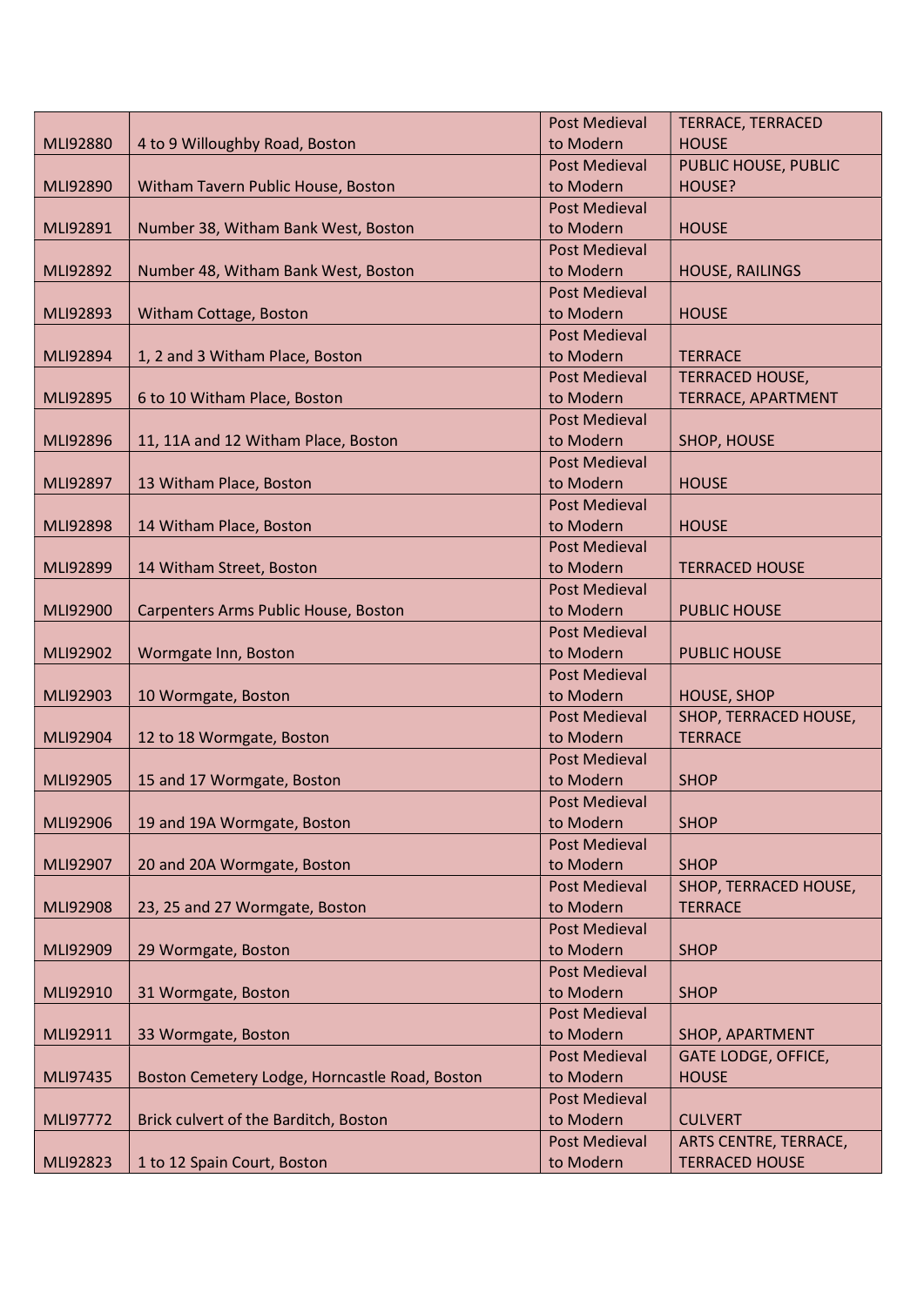| MLI92880 | 4 to 9 Willoughby Road, Boston | Post Medieval to Modern | TERRACE, TERRACED HOUSE |
|---|---|---|---|
| MLI92890 | Witham Tavern Public House, Boston | Post Medieval to Modern | PUBLIC HOUSE, PUBLIC HOUSE? |
| MLI92891 | Number 38, Witham Bank West, Boston | Post Medieval to Modern | HOUSE |
| MLI92892 | Number 48, Witham Bank West, Boston | Post Medieval to Modern | HOUSE, RAILINGS |
| MLI92893 | Witham Cottage, Boston | Post Medieval to Modern | HOUSE |
| MLI92894 | 1, 2 and 3 Witham Place, Boston | Post Medieval to Modern | TERRACE |
| MLI92895 | 6 to 10 Witham Place, Boston | Post Medieval to Modern | TERRACED HOUSE, TERRACE, APARTMENT |
| MLI92896 | 11, 11A and 12 Witham Place, Boston | Post Medieval to Modern | SHOP, HOUSE |
| MLI92897 | 13 Witham Place, Boston | Post Medieval to Modern | HOUSE |
| MLI92898 | 14 Witham Place, Boston | Post Medieval to Modern | HOUSE |
| MLI92899 | 14 Witham Street, Boston | Post Medieval to Modern | TERRACED HOUSE |
| MLI92900 | Carpenters Arms Public House, Boston | Post Medieval to Modern | PUBLIC HOUSE |
| MLI92902 | Wormgate Inn, Boston | Post Medieval to Modern | PUBLIC HOUSE |
| MLI92903 | 10 Wormgate, Boston | Post Medieval to Modern | HOUSE, SHOP |
| MLI92904 | 12 to 18 Wormgate, Boston | Post Medieval to Modern | SHOP, TERRACED HOUSE, TERRACE |
| MLI92905 | 15 and 17 Wormgate, Boston | Post Medieval to Modern | SHOP |
| MLI92906 | 19 and 19A Wormgate, Boston | Post Medieval to Modern | SHOP |
| MLI92907 | 20 and 20A Wormgate, Boston | Post Medieval to Modern | SHOP |
| MLI92908 | 23, 25 and 27 Wormgate, Boston | Post Medieval to Modern | SHOP, TERRACED HOUSE, TERRACE |
| MLI92909 | 29 Wormgate, Boston | Post Medieval to Modern | SHOP |
| MLI92910 | 31 Wormgate, Boston | Post Medieval to Modern | SHOP |
| MLI92911 | 33 Wormgate, Boston | Post Medieval to Modern | SHOP, APARTMENT |
| MLI97435 | Boston Cemetery Lodge, Horncastle Road, Boston | Post Medieval to Modern | GATE LODGE, OFFICE, HOUSE |
| MLI97772 | Brick culvert of the Barditch, Boston | Post Medieval to Modern | CULVERT |
| MLI92823 | 1 to 12 Spain Court, Boston | Post Medieval to Modern | ARTS CENTRE, TERRACE, TERRACED HOUSE |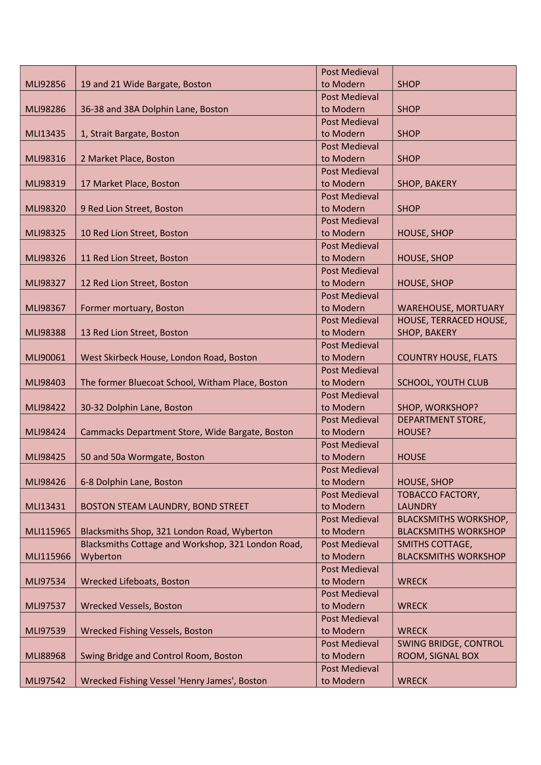| MLI92856 | 19 and 21 Wide Bargate, Boston | Post Medieval to Modern | SHOP |
|---|---|---|---|
| MLI98286 | 36-38 and 38A Dolphin Lane, Boston | Post Medieval to Modern | SHOP |
| MLI13435 | 1, Strait Bargate, Boston | Post Medieval to Modern | SHOP |
| MLI98316 | 2 Market Place, Boston | Post Medieval to Modern | SHOP |
| MLI98319 | 17 Market Place, Boston | Post Medieval to Modern | SHOP, BAKERY |
| MLI98320 | 9 Red Lion Street, Boston | Post Medieval to Modern | SHOP |
| MLI98325 | 10 Red Lion Street, Boston | Post Medieval to Modern | HOUSE, SHOP |
| MLI98326 | 11 Red Lion Street, Boston | Post Medieval to Modern | HOUSE, SHOP |
| MLI98327 | 12 Red Lion Street, Boston | Post Medieval to Modern | HOUSE, SHOP |
| MLI98367 | Former mortuary, Boston | Post Medieval to Modern | WAREHOUSE, MORTUARY |
| MLI98388 | 13 Red Lion Street, Boston | Post Medieval to Modern | HOUSE, TERRACED HOUSE, SHOP, BAKERY |
| MLI90061 | West Skirbeck House, London Road, Boston | Post Medieval to Modern | COUNTRY HOUSE, FLATS |
| MLI98403 | The former Bluecoat School, Witham Place, Boston | Post Medieval to Modern | SCHOOL, YOUTH CLUB |
| MLI98422 | 30-32 Dolphin Lane, Boston | Post Medieval to Modern | SHOP, WORKSHOP? |
| MLI98424 | Cammacks Department Store, Wide Bargate, Boston | Post Medieval to Modern | DEPARTMENT STORE, HOUSE? |
| MLI98425 | 50 and 50a Wormgate, Boston | Post Medieval to Modern | HOUSE |
| MLI98426 | 6-8 Dolphin Lane, Boston | Post Medieval to Modern | HOUSE, SHOP |
| MLI13431 | BOSTON STEAM LAUNDRY, BOND STREET | Post Medieval to Modern | TOBACCO FACTORY, LAUNDRY |
| MLI115965 | Blacksmiths Shop, 321 London Road, Wyberton | Post Medieval to Modern | BLACKSMITHS WORKSHOP, BLACKSMITHS WORKSHOP |
| MLI115966 | Blacksmiths Cottage and Workshop, 321 London Road, Wyberton | Post Medieval to Modern | SMITHS COTTAGE, BLACKSMITHS WORKSHOP |
| MLI97534 | Wrecked Lifeboats, Boston | Post Medieval to Modern | WRECK |
| MLI97537 | Wrecked Vessels, Boston | Post Medieval to Modern | WRECK |
| MLI97539 | Wrecked Fishing Vessels, Boston | Post Medieval to Modern | WRECK |
| MLI88968 | Swing Bridge and Control Room, Boston | Post Medieval to Modern | SWING BRIDGE, CONTROL ROOM, SIGNAL BOX |
| MLI97542 | Wrecked Fishing Vessel 'Henry James', Boston | Post Medieval to Modern | WRECK |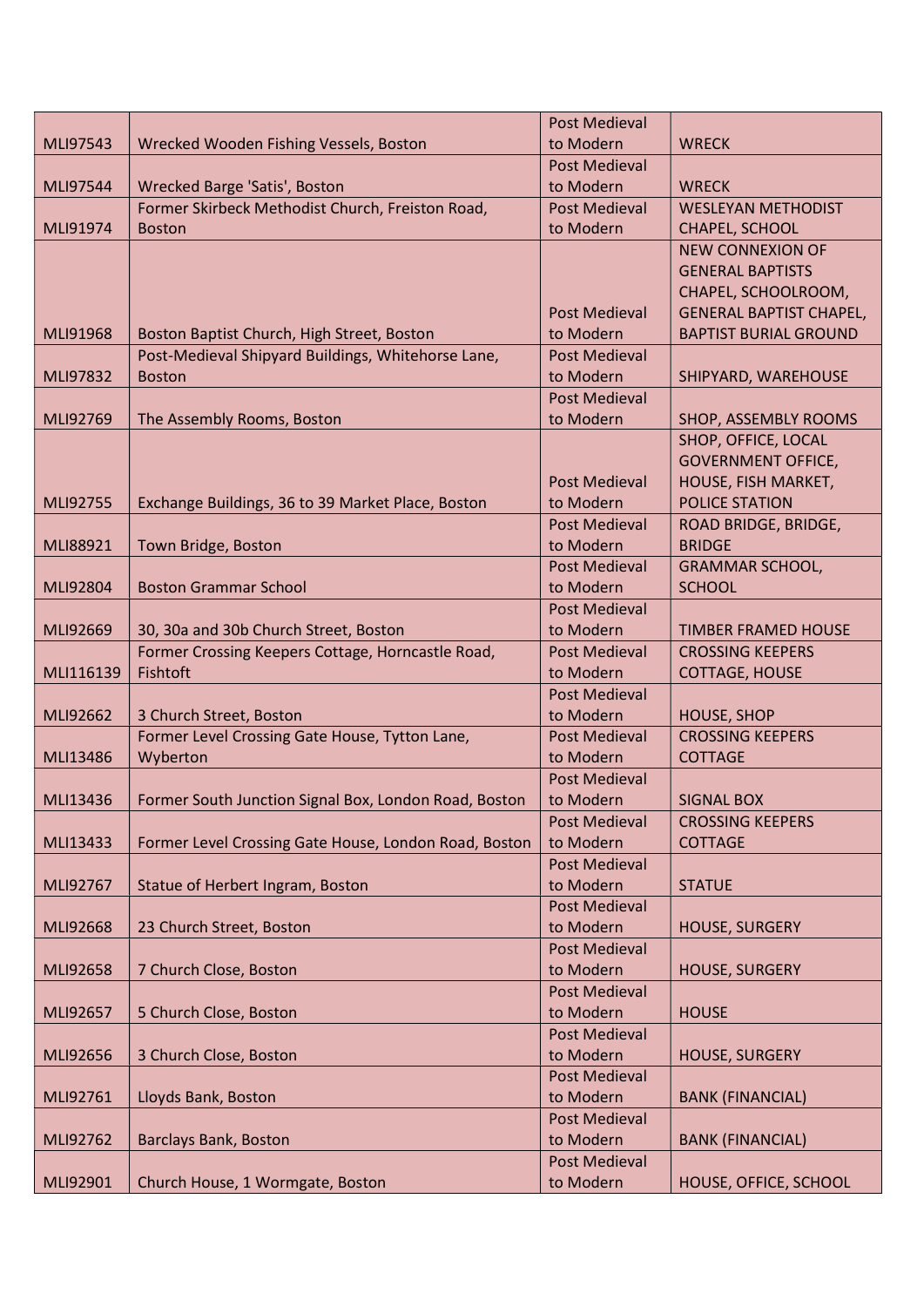| | | | |
|---|---|---|---|
| MLI97543 | Wrecked Wooden Fishing Vessels, Boston | Post Medieval to Modern | WRECK |
| MLI97544 | Wrecked Barge 'Satis', Boston | Post Medieval to Modern | WRECK |
| MLI91974 | Former Skirbeck Methodist Church, Freiston Road, Boston | Post Medieval to Modern | WESLEYAN METHODIST CHAPEL, SCHOOL |
| MLI91968 | Boston Baptist Church, High Street, Boston | Post Medieval to Modern | NEW CONNEXION OF GENERAL BAPTISTS CHAPEL, SCHOOLROOM, GENERAL BAPTIST CHAPEL, BAPTIST BURIAL GROUND |
| MLI97832 | Post-Medieval Shipyard Buildings, Whitehorse Lane, Boston | Post Medieval to Modern | SHIPYARD, WAREHOUSE |
| MLI92769 | The Assembly Rooms, Boston | Post Medieval to Modern | SHOP, ASSEMBLY ROOMS |
| MLI92755 | Exchange Buildings, 36 to 39 Market Place, Boston | Post Medieval to Modern | SHOP, OFFICE, LOCAL GOVERNMENT OFFICE, HOUSE, FISH MARKET, POLICE STATION |
| MLI88921 | Town Bridge, Boston | Post Medieval to Modern | ROAD BRIDGE, BRIDGE, BRIDGE |
| MLI92804 | Boston Grammar School | Post Medieval to Modern | GRAMMAR SCHOOL, SCHOOL |
| MLI92669 | 30, 30a and 30b Church Street, Boston | Post Medieval to Modern | TIMBER FRAMED HOUSE |
| MLI116139 | Former Crossing Keepers Cottage, Horncastle Road, Fishtoft | Post Medieval to Modern | CROSSING KEEPERS COTTAGE, HOUSE |
| MLI92662 | 3 Church Street, Boston | Post Medieval to Modern | HOUSE, SHOP |
| MLI13486 | Former Level Crossing Gate House, Tytton Lane, Wyberton | Post Medieval to Modern | CROSSING KEEPERS COTTAGE |
| MLI13436 | Former South Junction Signal Box, London Road, Boston | Post Medieval to Modern | SIGNAL BOX |
| MLI13433 | Former Level Crossing Gate House, London Road, Boston | Post Medieval to Modern | CROSSING KEEPERS COTTAGE |
| MLI92767 | Statue of Herbert Ingram, Boston | Post Medieval to Modern | STATUE |
| MLI92668 | 23 Church Street, Boston | Post Medieval to Modern | HOUSE, SURGERY |
| MLI92658 | 7 Church Close, Boston | Post Medieval to Modern | HOUSE, SURGERY |
| MLI92657 | 5 Church Close, Boston | Post Medieval to Modern | HOUSE |
| MLI92656 | 3 Church Close, Boston | Post Medieval to Modern | HOUSE, SURGERY |
| MLI92761 | Lloyds Bank, Boston | Post Medieval to Modern | BANK (FINANCIAL) |
| MLI92762 | Barclays Bank, Boston | Post Medieval to Modern | BANK (FINANCIAL) |
| MLI92901 | Church House, 1 Wormgate, Boston | Post Medieval to Modern | HOUSE, OFFICE, SCHOOL |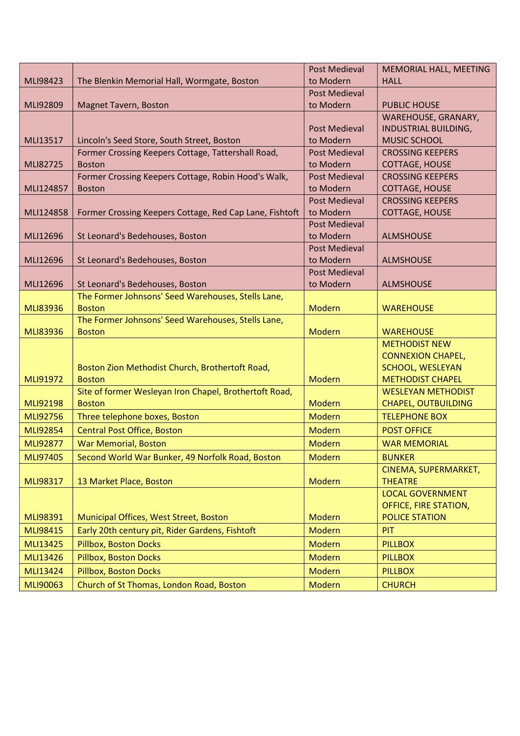| | | | |
|---|---|---|---|
| MLI98423 | The Blenkin Memorial Hall, Wormgate, Boston | Post Medieval to Modern | MEMORIAL HALL, MEETING HALL |
| MLI92809 | Magnet Tavern, Boston | Post Medieval to Modern | PUBLIC HOUSE |
| MLI13517 | Lincoln's Seed Store, South Street, Boston | Post Medieval to Modern | WAREHOUSE, GRANARY, INDUSTRIAL BUILDING, MUSIC SCHOOL |
| MLI82725 | Former Crossing Keepers Cottage, Tattershall Road, Boston | Post Medieval to Modern | CROSSING KEEPERS COTTAGE, HOUSE |
| MLI124857 | Former Crossing Keepers Cottage, Robin Hood's Walk, Boston | Post Medieval to Modern | CROSSING KEEPERS COTTAGE, HOUSE |
| MLI124858 | Former Crossing Keepers Cottage, Red Cap Lane, Fishtoft | Post Medieval to Modern | CROSSING KEEPERS COTTAGE, HOUSE |
| MLI12696 | St Leonard's Bedehouses, Boston | Post Medieval to Modern | ALMSHOUSE |
| MLI12696 | St Leonard's Bedehouses, Boston | Post Medieval to Modern | ALMSHOUSE |
| MLI12696 | St Leonard's Bedehouses, Boston | Post Medieval to Modern | ALMSHOUSE |
| MLI83936 | The Former Johnsons' Seed Warehouses, Stells Lane, Boston | Modern | WAREHOUSE |
| MLI83936 | The Former Johnsons' Seed Warehouses, Stells Lane, Boston | Modern | WAREHOUSE |
| MLI91972 | Boston Zion Methodist Church, Brothertoft Road, Boston | Modern | METHODIST NEW CONNEXION CHAPEL, SCHOOL, WESLEYAN METHODIST CHAPEL |
| MLI92198 | Site of former Wesleyan Iron Chapel, Brothertoft Road, Boston | Modern | WESLEYAN METHODIST CHAPEL, OUTBUILDING |
| MLI92756 | Three telephone boxes, Boston | Modern | TELEPHONE BOX |
| MLI92854 | Central Post Office, Boston | Modern | POST OFFICE |
| MLI92877 | War Memorial, Boston | Modern | WAR MEMORIAL |
| MLI97405 | Second World War Bunker, 49 Norfolk Road, Boston | Modern | BUNKER |
| MLI98317 | 13 Market Place, Boston | Modern | CINEMA, SUPERMARKET, THEATRE |
| MLI98391 | Municipal Offices, West Street, Boston | Modern | LOCAL GOVERNMENT OFFICE, FIRE STATION, POLICE STATION |
| MLI98415 | Early 20th century pit, Rider Gardens, Fishtoft | Modern | PIT |
| MLI13425 | Pillbox, Boston Docks | Modern | PILLBOX |
| MLI13426 | Pillbox, Boston Docks | Modern | PILLBOX |
| MLI13424 | Pillbox, Boston Docks | Modern | PILLBOX |
| MLI90063 | Church of St Thomas, London Road, Boston | Modern | CHURCH |